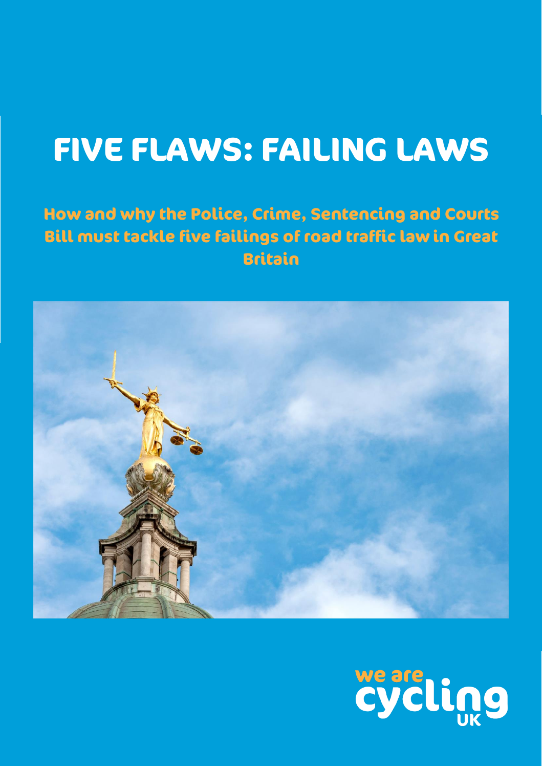# FIVE FLAWS: FAILING LAWS

**How and why the Police, Crime, Sentencing and Courts Bill must tackle five failings of road traffic law in Great Britain**

we are cycling UK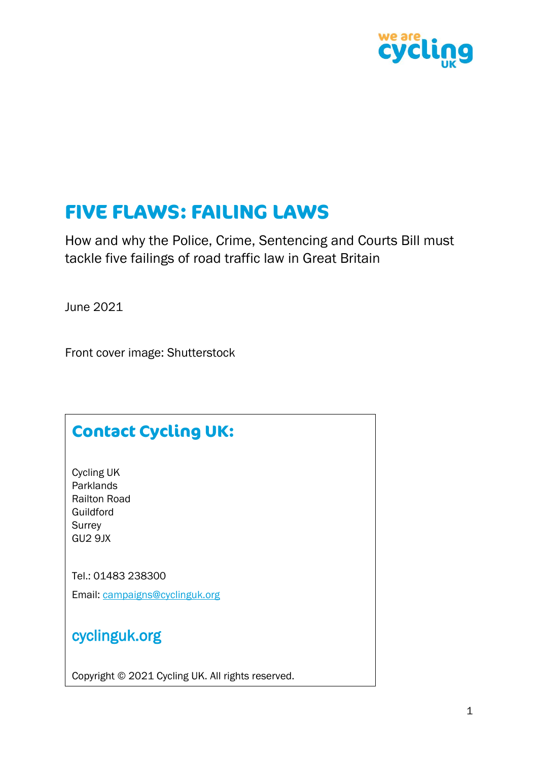# FIVE FLAWS: FAILING LAWS

How and why the Police, Crime, Sentencing and Courts Bill must tackle five failings of road traffic law in Great Britain

June 2021

Front cover image: Shutterstock

## Contact Cycling UK:

Cycling UK
Parklands
Railton Road
Guildford
Surrey
GU2 9JX

Tel.: 01483 238300

Email: campaigns@cyclinguk.org

cyclinguk.org

Copyright © 2021 Cycling UK. All rights reserved.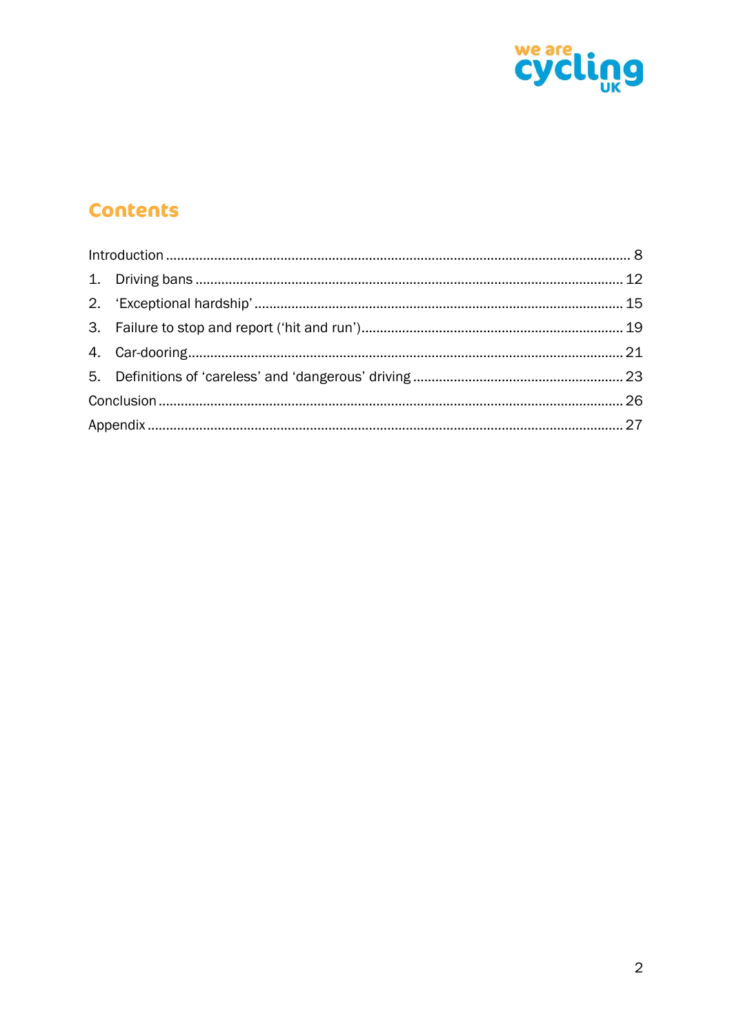## Contents

Introduction ........ 8

1. Driving bans ........ 12
2. 'Exceptional hardship' ........ 15
3. Failure to stop and report ('hit and run') ........ 19
4. Car-dooring ........ 21
5. Definitions of 'careless' and 'dangerous' driving ........ 23

Conclusion ........ 26

Appendix ........ 27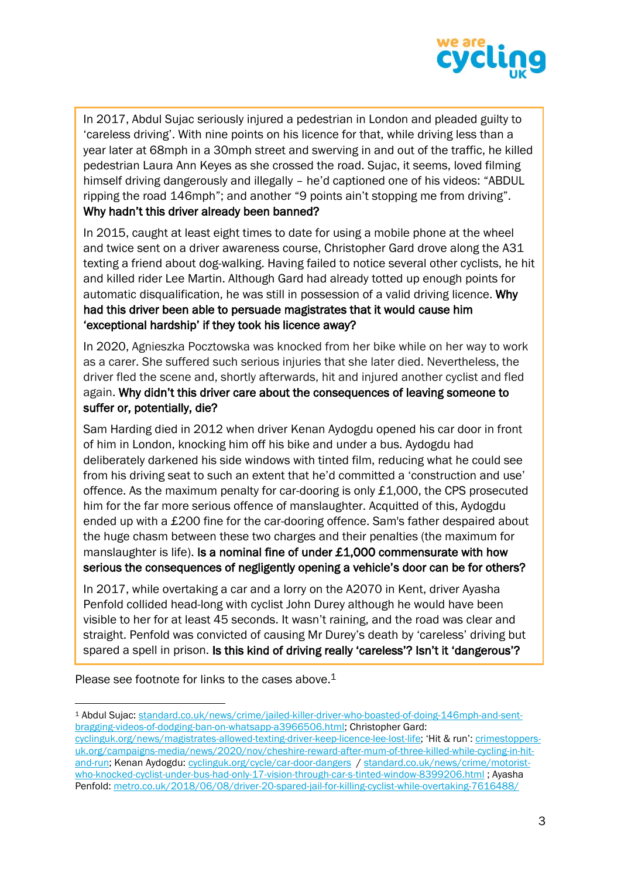In 2017, Abdul Sujac seriously injured a pedestrian in London and pleaded guilty to 'careless driving'. With nine points on his licence for that, while driving less than a year later at 68mph in a 30mph street and swerving in and out of the traffic, he killed pedestrian Laura Ann Keyes as she crossed the road. Sujac, it seems, loved filming himself driving dangerously and illegally – he'd captioned one of his videos: "ABDUL ripping the road 146mph"; and another "9 points ain't stopping me from driving". **Why hadn't this driver already been banned?**

In 2015, caught at least eight times to date for using a mobile phone at the wheel and twice sent on a driver awareness course, Christopher Gard drove along the A31 texting a friend about dog-walking. Having failed to notice several other cyclists, he hit and killed rider Lee Martin. Although Gard had already totted up enough points for automatic disqualification, he was still in possession of a valid driving licence. **Why had this driver been able to persuade magistrates that it would cause him 'exceptional hardship' if they took his licence away?**

In 2020, Agnieszka Pocztowska was knocked from her bike while on her way to work as a carer. She suffered such serious injuries that she later died. Nevertheless, the driver fled the scene and, shortly afterwards, hit and injured another cyclist and fled again. **Why didn't this driver care about the consequences of leaving someone to suffer or, potentially, die?**

Sam Harding died in 2012 when driver Kenan Aydogdu opened his car door in front of him in London, knocking him off his bike and under a bus. Aydogdu had deliberately darkened his side windows with tinted film, reducing what he could see from his driving seat to such an extent that he'd committed a 'construction and use' offence. As the maximum penalty for car-dooring is only £1,000, the CPS prosecuted him for the far more serious offence of manslaughter. Acquitted of this, Aydogdu ended up with a £200 fine for the car-dooring offence. Sam's father despaired about the huge chasm between these two charges and their penalties (the maximum for manslaughter is life). **Is a nominal fine of under £1,000 commensurate with how serious the consequences of negligently opening a vehicle's door can be for others?**

In 2017, while overtaking a car and a lorry on the A2070 in Kent, driver Ayasha Penfold collided head-long with cyclist John Durey although he would have been visible to her for at least 45 seconds. It wasn't raining, and the road was clear and straight. Penfold was convicted of causing Mr Durey's death by 'careless' driving but spared a spell in prison. **Is this kind of driving really 'careless'? Isn't it 'dangerous'?**

Please see footnote for links to the cases above.[1]

---

[1] Abdul Sujac: standard.co.uk/news/crime/jailed-killer-driver-who-boasted-of-doing-146mph-and-sent-bragging-videos-of-dodging-ban-on-whatsapp-a3966506.html; Christopher Gard: cyclinguk.org/news/magistrates-allowed-texting-driver-keep-licence-lee-lost-life; 'Hit & run': crimestoppers-uk.org/campaigns-media/news/2020/nov/cheshire-reward-after-mum-of-three-killed-while-cycling-in-hit-and-run; Kenan Aydogdu: cyclinguk.org/cycle/car-door-dangers / standard.co.uk/news/crime/motorist-who-knocked-cyclist-under-bus-had-only-17-vision-through-car-s-tinted-window-8399206.html ; Ayasha Penfold: metro.co.uk/2018/06/08/driver-20-spared-jail-for-killing-cyclist-while-overtaking-7616488/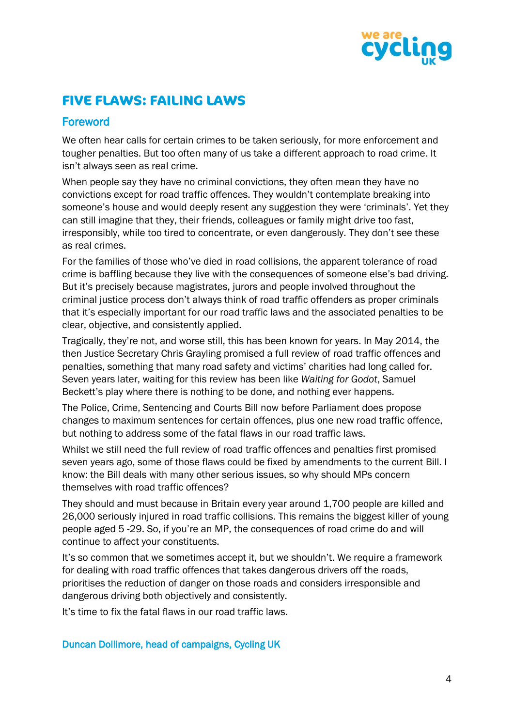## FIVE FLAWS: FAILING LAWS

### Foreword

We often hear calls for certain crimes to be taken seriously, for more enforcement and tougher penalties. But too often many of us take a different approach to road crime. It isn't always seen as real crime.

When people say they have no criminal convictions, they often mean they have no convictions except for road traffic offences. They wouldn't contemplate breaking into someone's house and would deeply resent any suggestion they were 'criminals'. Yet they can still imagine that they, their friends, colleagues or family might drive too fast, irresponsibly, while too tired to concentrate, or even dangerously. They don't see these as real crimes.

For the families of those who've died in road collisions, the apparent tolerance of road crime is baffling because they live with the consequences of someone else's bad driving. But it's precisely because magistrates, jurors and people involved throughout the criminal justice process don't always think of road traffic offenders as proper criminals that it's especially important for our road traffic laws and the associated penalties to be clear, objective, and consistently applied.

Tragically, they're not, and worse still, this has been known for years. In May 2014, the then Justice Secretary Chris Grayling promised a full review of road traffic offences and penalties, something that many road safety and victims' charities had long called for. Seven years later, waiting for this review has been like *Waiting for Godot*, Samuel Beckett's play where there is nothing to be done, and nothing ever happens.

The Police, Crime, Sentencing and Courts Bill now before Parliament does propose changes to maximum sentences for certain offences, plus one new road traffic offence, but nothing to address some of the fatal flaws in our road traffic laws.

Whilst we still need the full review of road traffic offences and penalties first promised seven years ago, some of those flaws could be fixed by amendments to the current Bill. I know: the Bill deals with many other serious issues, so why should MPs concern themselves with road traffic offences?

They should and must because in Britain every year around 1,700 people are killed and 26,000 seriously injured in road traffic collisions. This remains the biggest killer of young people aged 5 -29. So, if you're an MP, the consequences of road crime do and will continue to affect your constituents.

It's so common that we sometimes accept it, but we shouldn't. We require a framework for dealing with road traffic offences that takes dangerous drivers off the roads, prioritises the reduction of danger on those roads and considers irresponsible and dangerous driving both objectively and consistently.

It's time to fix the fatal flaws in our road traffic laws.

Duncan Dollimore, head of campaigns, Cycling UK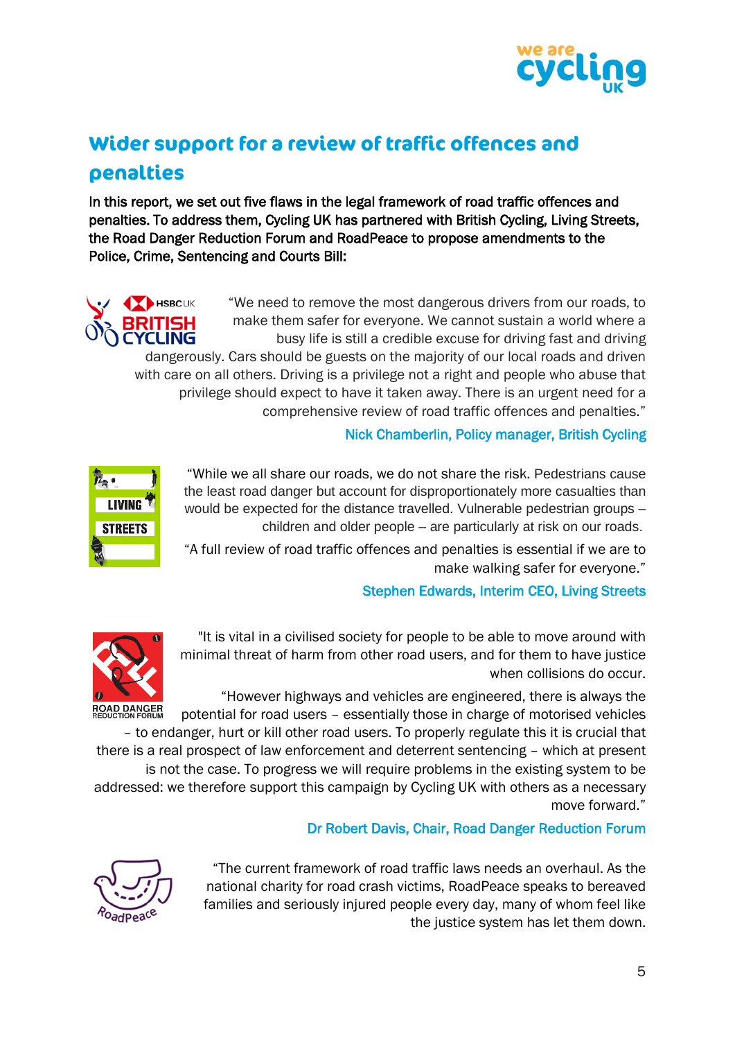## Wider support for a review of traffic offences and penalties

**In this report, we set out five flaws in the legal framework of road traffic offences and penalties. To address them, Cycling UK has partnered with British Cycling, Living Streets, the Road Danger Reduction Forum and RoadPeace to propose amendments to the Police, Crime, Sentencing and Courts Bill:**

"We need to remove the most dangerous drivers from our roads, to make them safer for everyone. We cannot sustain a world where a busy life is still a credible excuse for driving fast and driving dangerously. Cars should be guests on the majority of our local roads and driven with care on all others. Driving is a privilege not a right and people who abuse that privilege should expect to have it taken away. There is an urgent need for a comprehensive review of road traffic offences and penalties."

Nick Chamberlin, Policy manager, British Cycling

"While we all share our roads, we do not share the risk. Pedestrians cause the least road danger but account for disproportionately more casualties than would be expected for the distance travelled. Vulnerable pedestrian groups – children and older people – are particularly at risk on our roads.

"A full review of road traffic offences and penalties is essential if we are to make walking safer for everyone."

Stephen Edwards, Interim CEO, Living Streets

"It is vital in a civilised society for people to be able to move around with minimal threat of harm from other road users, and for them to have justice when collisions do occur.

"However highways and vehicles are engineered, there is always the potential for road users – essentially those in charge of motorised vehicles – to endanger, hurt or kill other road users. To properly regulate this it is crucial that there is a real prospect of law enforcement and deterrent sentencing – which at present is not the case. To progress we will require problems in the existing system to be addressed: we therefore support this campaign by Cycling UK with others as a necessary move forward."

Dr Robert Davis, Chair, Road Danger Reduction Forum

"The current framework of road traffic laws needs an overhaul. As the national charity for road crash victims, RoadPeace speaks to bereaved families and seriously injured people every day, many of whom feel like the justice system has let them down.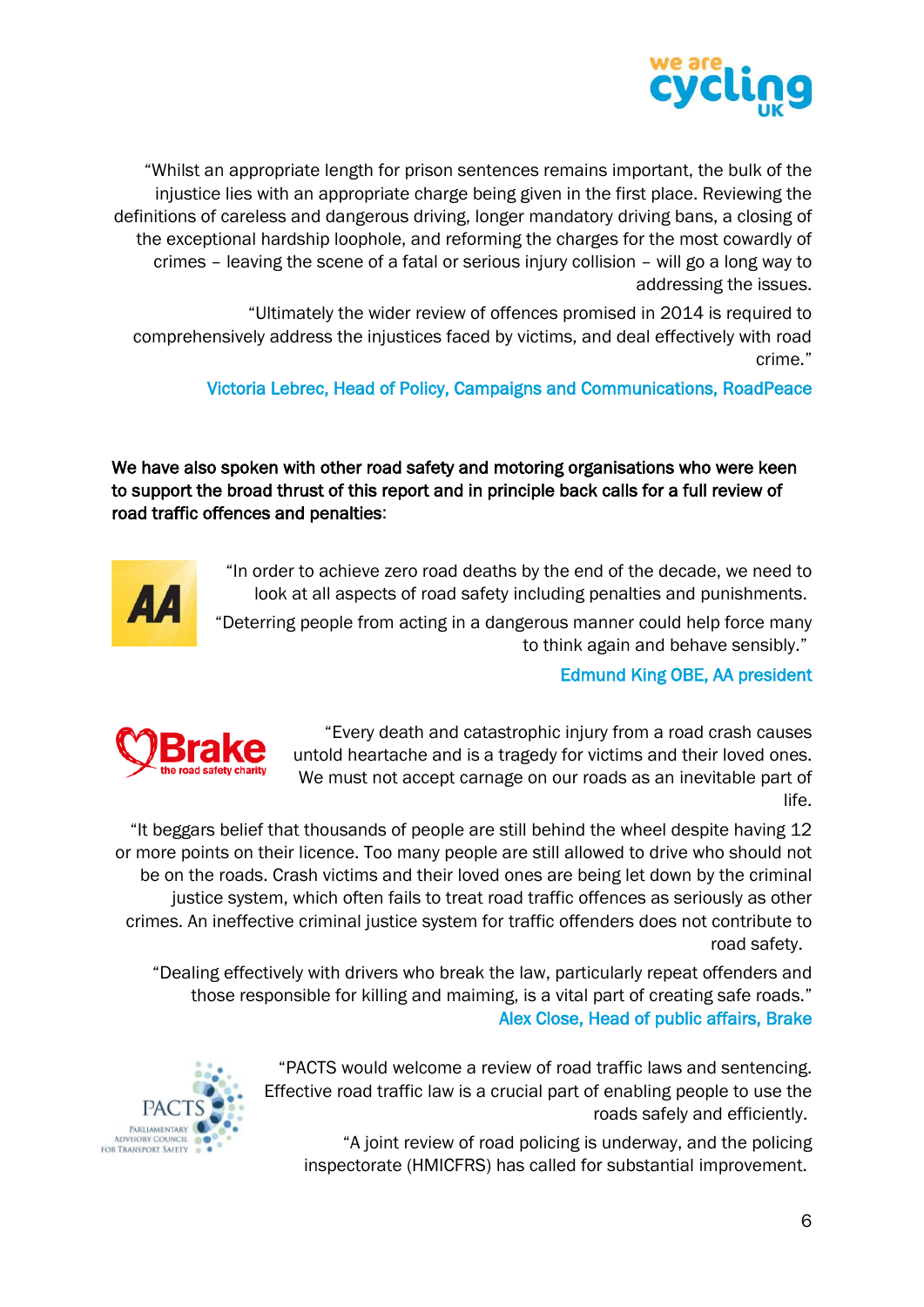"Whilst an appropriate length for prison sentences remains important, the bulk of the injustice lies with an appropriate charge being given in the first place. Reviewing the definitions of careless and dangerous driving, longer mandatory driving bans, a closing of the exceptional hardship loophole, and reforming the charges for the most cowardly of crimes – leaving the scene of a fatal or serious injury collision – will go a long way to addressing the issues.

"Ultimately the wider review of offences promised in 2014 is required to comprehensively address the injustices faced by victims, and deal effectively with road crime."

Victoria Lebrec, Head of Policy, Campaigns and Communications, RoadPeace

**We have also spoken with other road safety and motoring organisations who were keen to support the broad thrust of this report and in principle back calls for a full review of road traffic offences and penalties:**

"In order to achieve zero road deaths by the end of the decade, we need to look at all aspects of road safety including penalties and punishments.

"Deterring people from acting in a dangerous manner could help force many to think again and behave sensibly."

Edmund King OBE, AA president

"Every death and catastrophic injury from a road crash causes untold heartache and is a tragedy for victims and their loved ones. We must not accept carnage on our roads as an inevitable part of life.

"It beggars belief that thousands of people are still behind the wheel despite having 12 or more points on their licence. Too many people are still allowed to drive who should not be on the roads. Crash victims and their loved ones are being let down by the criminal justice system, which often fails to treat road traffic offences as seriously as other crimes. An ineffective criminal justice system for traffic offenders does not contribute to road safety.

"Dealing effectively with drivers who break the law, particularly repeat offenders and those responsible for killing and maiming, is a vital part of creating safe roads."

Alex Close, Head of public affairs, Brake

"PACTS would welcome a review of road traffic laws and sentencing. Effective road traffic law is a crucial part of enabling people to use the roads safely and efficiently.

"A joint review of road policing is underway, and the policing inspectorate (HMICFRS) has called for substantial improvement.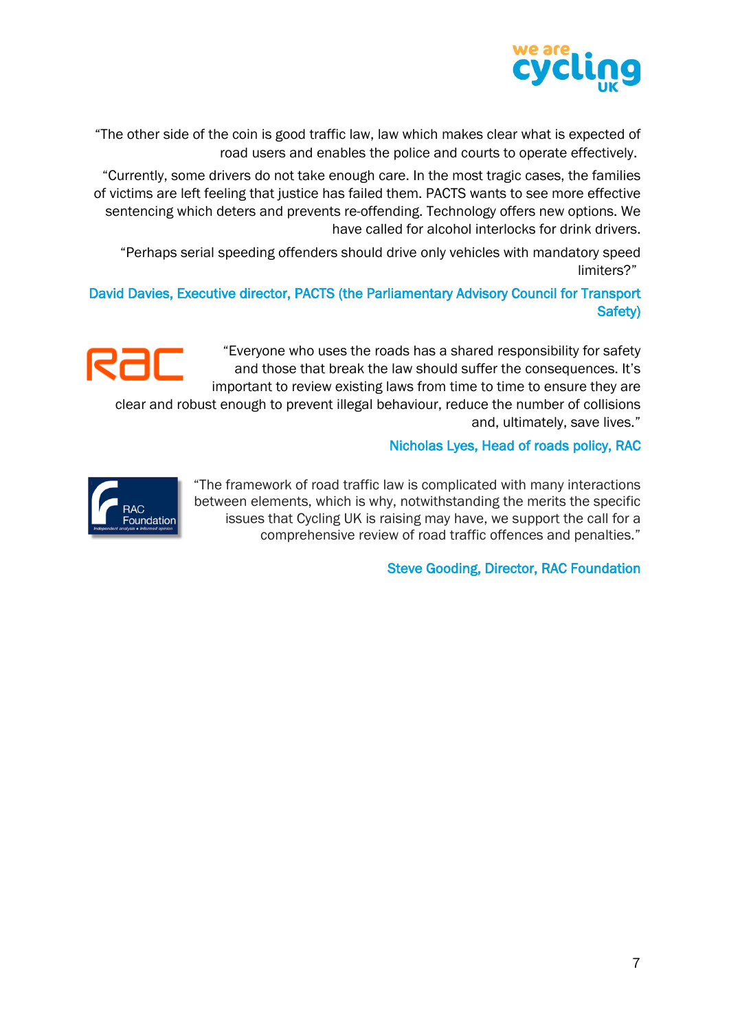"The other side of the coin is good traffic law, law which makes clear what is expected of road users and enables the police and courts to operate effectively.

"Currently, some drivers do not take enough care. In the most tragic cases, the families of victims are left feeling that justice has failed them. PACTS wants to see more effective sentencing which deters and prevents re-offending. Technology offers new options. We have called for alcohol interlocks for drink drivers.

"Perhaps serial speeding offenders should drive only vehicles with mandatory speed limiters?"

David Davies, Executive director, PACTS (the Parliamentary Advisory Council for Transport Safety)

"Everyone who uses the roads has a shared responsibility for safety and those that break the law should suffer the consequences. It's important to review existing laws from time to time to ensure they are clear and robust enough to prevent illegal behaviour, reduce the number of collisions and, ultimately, save lives."

Nicholas Lyes, Head of roads policy, RAC

"The framework of road traffic law is complicated with many interactions between elements, which is why, notwithstanding the merits the specific issues that Cycling UK is raising may have, we support the call for a comprehensive review of road traffic offences and penalties."

Steve Gooding, Director, RAC Foundation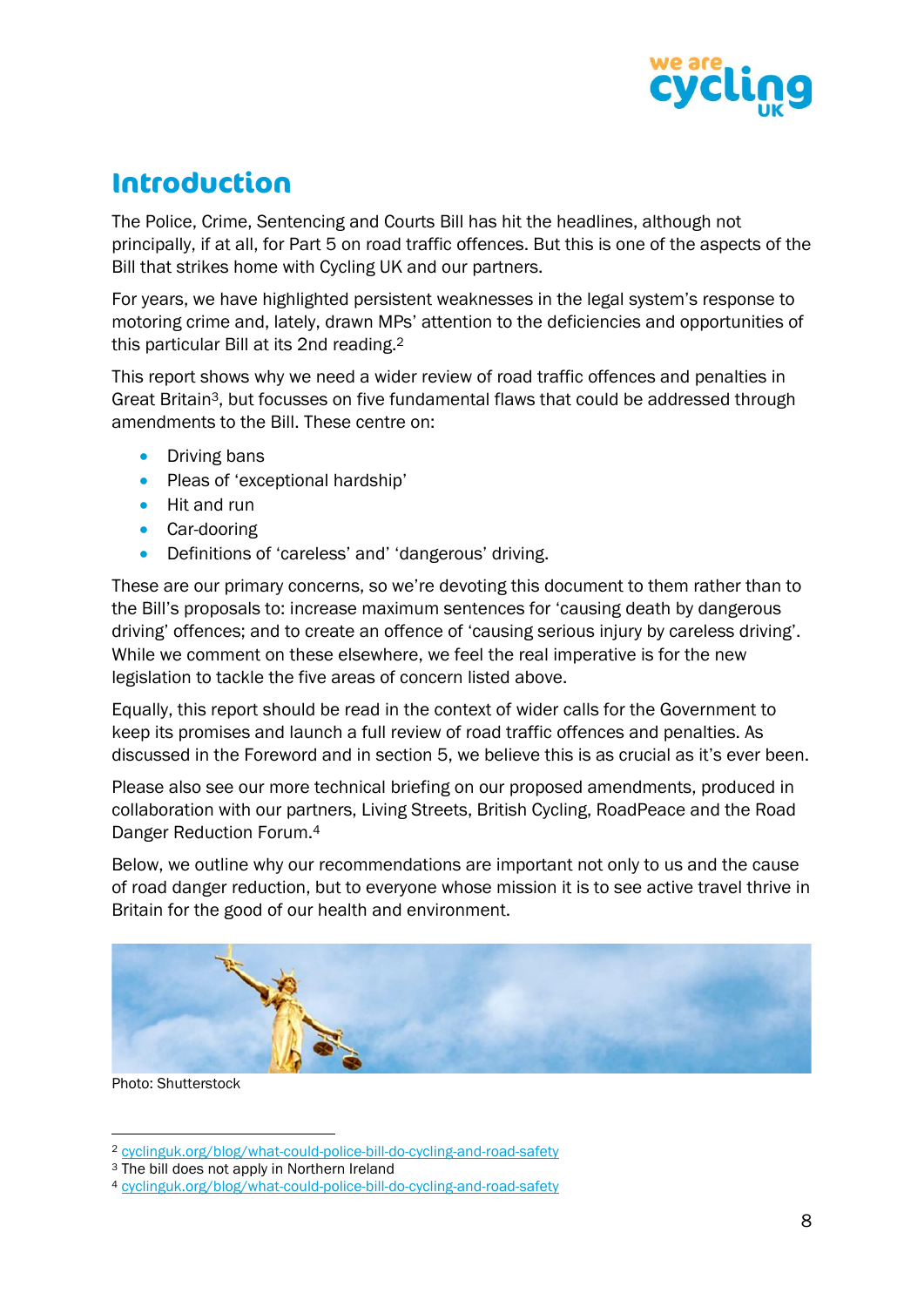# Introduction

The Police, Crime, Sentencing and Courts Bill has hit the headlines, although not principally, if at all, for Part 5 on road traffic offences. But this is one of the aspects of the Bill that strikes home with Cycling UK and our partners.

For years, we have highlighted persistent weaknesses in the legal system's response to motoring crime and, lately, drawn MPs' attention to the deficiencies and opportunities of this particular Bill at its 2nd reading.[2]

This report shows why we need a wider review of road traffic offences and penalties in Great Britain[3], but focusses on five fundamental flaws that could be addressed through amendments to the Bill. These centre on:

- Driving bans
- Pleas of 'exceptional hardship'
- Hit and run
- Car-dooring
- Definitions of 'careless' and' 'dangerous' driving.

These are our primary concerns, so we're devoting this document to them rather than to the Bill's proposals to: increase maximum sentences for 'causing death by dangerous driving' offences; and to create an offence of 'causing serious injury by careless driving'. While we comment on these elsewhere, we feel the real imperative is for the new legislation to tackle the five areas of concern listed above.

Equally, this report should be read in the context of wider calls for the Government to keep its promises and launch a full review of road traffic offences and penalties. As discussed in the Foreword and in section 5, we believe this is as crucial as it's ever been.

Please also see our more technical briefing on our proposed amendments, produced in collaboration with our partners, Living Streets, British Cycling, RoadPeace and the Road Danger Reduction Forum.[4]

Below, we outline why our recommendations are important not only to us and the cause of road danger reduction, but to everyone whose mission it is to see active travel thrive in Britain for the good of our health and environment.

Photo: Shutterstock

---

[2] cyclinguk.org/blog/what-could-police-bill-do-cycling-and-road-safety

[3] The bill does not apply in Northern Ireland

[4] cyclinguk.org/blog/what-could-police-bill-do-cycling-and-road-safety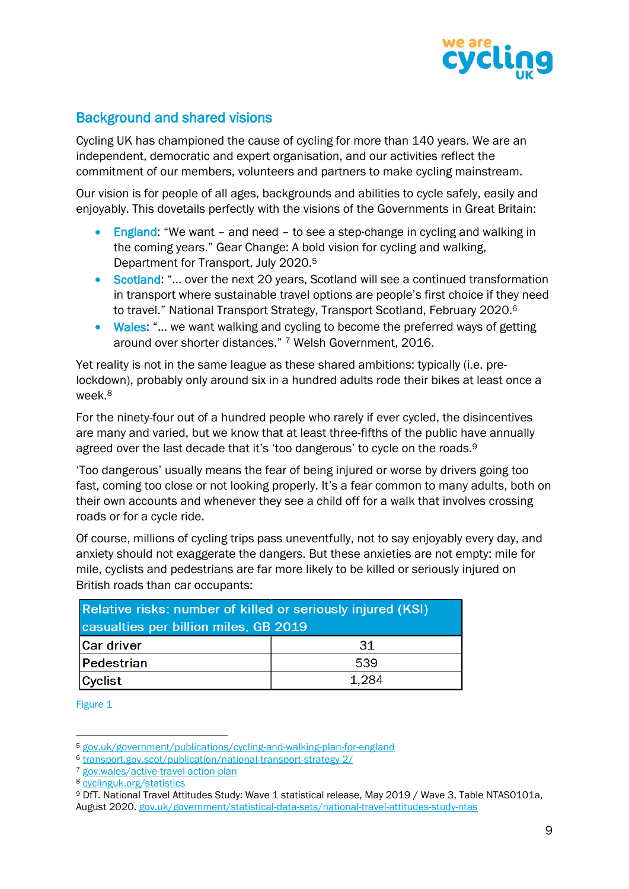## Background and shared visions

Cycling UK has championed the cause of cycling for more than 140 years. We are an independent, democratic and expert organisation, and our activities reflect the commitment of our members, volunteers and partners to make cycling mainstream.

Our vision is for people of all ages, backgrounds and abilities to cycle safely, easily and enjoyably. This dovetails perfectly with the visions of the Governments in Great Britain:

- England: "We want – and need – to see a step-change in cycling and walking in the coming years." Gear Change: A bold vision for cycling and walking, Department for Transport, July 2020.[5]
- Scotland: "… over the next 20 years, Scotland will see a continued transformation in transport where sustainable travel options are people's first choice if they need to travel." National Transport Strategy, Transport Scotland, February 2020.[6]
- Wales: "… we want walking and cycling to become the preferred ways of getting around over shorter distances." [7] Welsh Government, 2016.

Yet reality is not in the same league as these shared ambitions: typically (i.e. pre-lockdown), probably only around six in a hundred adults rode their bikes at least once a week.[8]

For the ninety-four out of a hundred people who rarely if ever cycled, the disincentives are many and varied, but we know that at least three-fifths of the public have annually agreed over the last decade that it's 'too dangerous' to cycle on the roads.[9]

'Too dangerous' usually means the fear of being injured or worse by drivers going too fast, coming too close or not looking properly. It's a fear common to many adults, both on their own accounts and whenever they see a child off for a walk that involves crossing roads or for a cycle ride.

Of course, millions of cycling trips pass uneventfully, not to say enjoyably every day, and anxiety should not exaggerate the dangers. But these anxieties are not empty: mile for mile, cyclists and pedestrians are far more likely to be killed or seriously injured on British roads than car occupants:

| Relative risks: number of killed or seriously injured (KSI) casualties per billion miles, GB 2019 | |
|---|---|
| Car driver | 31 |
| Pedestrian | 539 |
| Cyclist | 1,284 |

Figure 1

---

[5] gov.uk/government/publications/cycling-and-walking-plan-for-england
[6] transport.gov.scot/publication/national-transport-strategy-2/
[7] gov.wales/active-travel-action-plan
[8] cyclinguk.org/statistics
[9] DfT. National Travel Attitudes Study: Wave 1 statistical release, May 2019 / Wave 3, Table NTAS0101a, August 2020. gov.uk/government/statistical-data-sets/national-travel-attitudes-study-ntas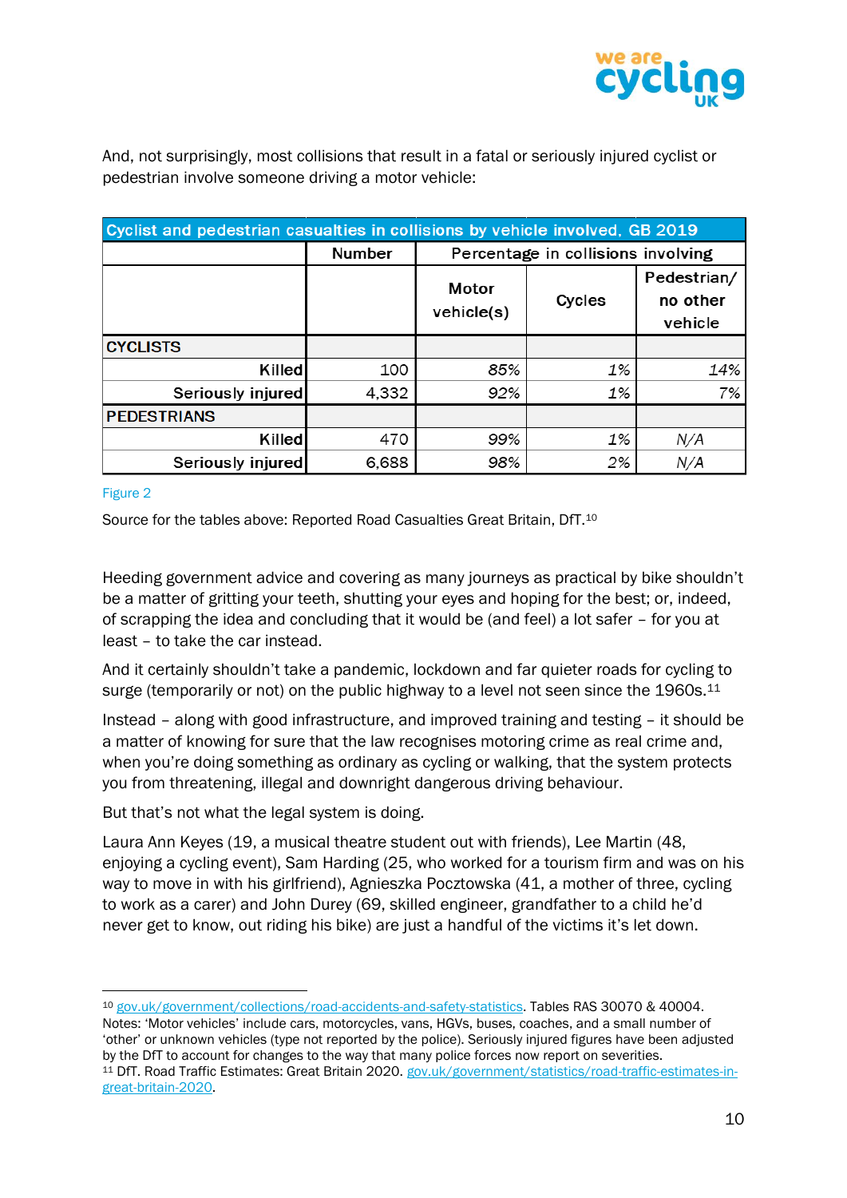And, not surprisingly, most collisions that result in a fatal or seriously injured cyclist or pedestrian involve someone driving a motor vehicle:

| Cyclist and pedestrian casualties in collisions by vehicle involved, GB 2019 | | | | |
|---|---|---|---|---|
| | Number | Percentage in collisions involving | | |
| | | Motor vehicle(s) | Cycles | Pedestrian/ no other vehicle |
| **CYCLISTS** | | | | |
| Killed | 100 | 85% | 1% | 14% |
| Seriously injured | 4,332 | 92% | 1% | 7% |
| **PEDESTRIANS** | | | | |
| Killed | 470 | 99% | 1% | N/A |
| Seriously injured | 6,688 | 98% | 2% | N/A |

Figure 2

Source for the tables above: Reported Road Casualties Great Britain, DfT.[10]

Heeding government advice and covering as many journeys as practical by bike shouldn't be a matter of gritting your teeth, shutting your eyes and hoping for the best; or, indeed, of scrapping the idea and concluding that it would be (and feel) a lot safer – for you at least – to take the car instead.

And it certainly shouldn't take a pandemic, lockdown and far quieter roads for cycling to surge (temporarily or not) on the public highway to a level not seen since the 1960s.[11]

Instead – along with good infrastructure, and improved training and testing – it should be a matter of knowing for sure that the law recognises motoring crime as real crime and, when you're doing something as ordinary as cycling or walking, that the system protects you from threatening, illegal and downright dangerous driving behaviour.

But that's not what the legal system is doing.

Laura Ann Keyes (19, a musical theatre student out with friends), Lee Martin (48, enjoying a cycling event), Sam Harding (25, who worked for a tourism firm and was on his way to move in with his girlfriend), Agnieszka Pocztowska (41, a mother of three, cycling to work as a carer) and John Durey (69, skilled engineer, grandfather to a child he'd never get to know, out riding his bike) are just a handful of the victims it's let down.

---

[10] gov.uk/government/collections/road-accidents-and-safety-statistics. Tables RAS 30070 & 40004. Notes: 'Motor vehicles' include cars, motorcycles, vans, HGVs, buses, coaches, and a small number of 'other' or unknown vehicles (type not reported by the police). Seriously injured figures have been adjusted by the DfT to account for changes to the way that many police forces now report on severities.

[11] DfT. Road Traffic Estimates: Great Britain 2020. gov.uk/government/statistics/road-traffic-estimates-in-great-britain-2020.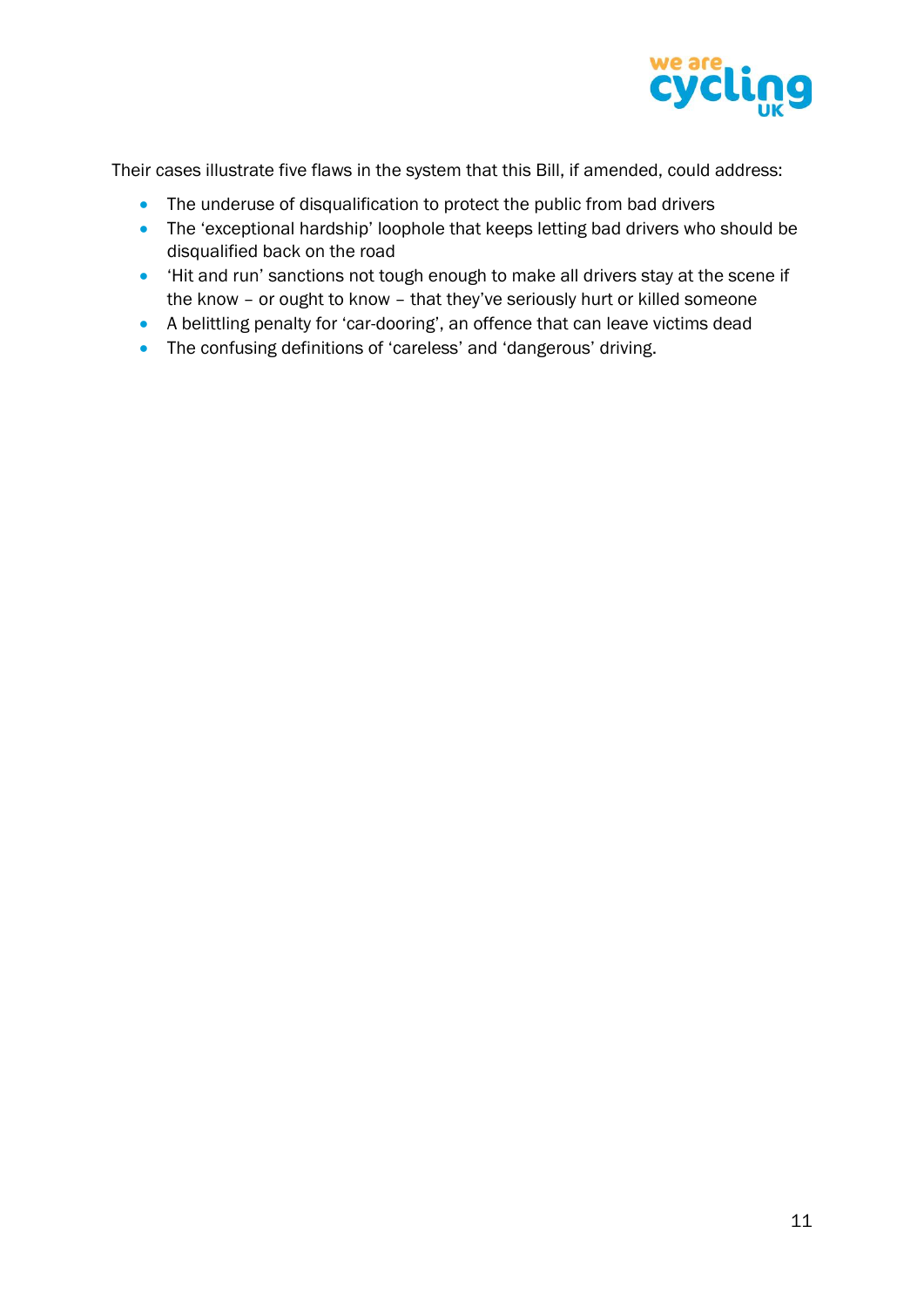Their cases illustrate five flaws in the system that this Bill, if amended, could address:

- The underuse of disqualification to protect the public from bad drivers
- The 'exceptional hardship' loophole that keeps letting bad drivers who should be disqualified back on the road
- 'Hit and run' sanctions not tough enough to make all drivers stay at the scene if the know – or ought to know – that they've seriously hurt or killed someone
- A belittling penalty for 'car-dooring', an offence that can leave victims dead
- The confusing definitions of 'careless' and 'dangerous' driving.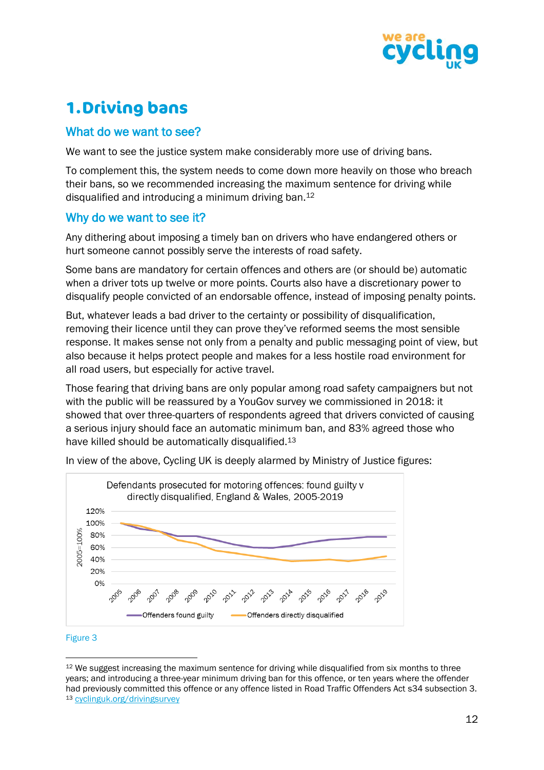# 1. Driving bans

## What do we want to see?

We want to see the justice system make considerably more use of driving bans.

To complement this, the system needs to come down more heavily on those who breach their bans, so we recommended increasing the maximum sentence for driving while disqualified and introducing a minimum driving ban.[12]

## Why do we want to see it?

Any dithering about imposing a timely ban on drivers who have endangered others or hurt someone cannot possibly serve the interests of road safety.

Some bans are mandatory for certain offences and others are (or should be) automatic when a driver tots up twelve or more points. Courts also have a discretionary power to disqualify people convicted of an endorsable offence, instead of imposing penalty points.

But, whatever leads a bad driver to the certainty or possibility of disqualification, removing their licence until they can prove they've reformed seems the most sensible response. It makes sense not only from a penalty and public messaging point of view, but also because it helps protect people and makes for a less hostile road environment for all road users, but especially for active travel.

Those fearing that driving bans are only popular among road safety campaigners but not with the public will be reassured by a YouGov survey we commissioned in 2018: it showed that over three-quarters of respondents agreed that drivers convicted of causing a serious injury should face an automatic minimum ban, and 83% agreed those who have killed should be automatically disqualified.[13]

In view of the above, Cycling UK is deeply alarmed by Ministry of Justice figures:

Defendants prosecuted for motoring offences: found guilty v directly disqualified, England & Wales, 2005-2019

2005=100%

120%
100%
80%
60%
40%
20%
0%

2005 2006 2007 2008 2009 2010 2011 2012 2013 2014 2015 2016 2017 2018 2019

Offenders found guilty
Offenders directly disqualified

Figure 3

[12] We suggest increasing the maximum sentence for driving while disqualified from six months to three years; and introducing a three-year minimum driving ban for this offence, or ten years where the offender had previously committed this offence or any offence listed in Road Traffic Offenders Act s34 subsection 3.

[13] cyclinguk.org/drivingsurvey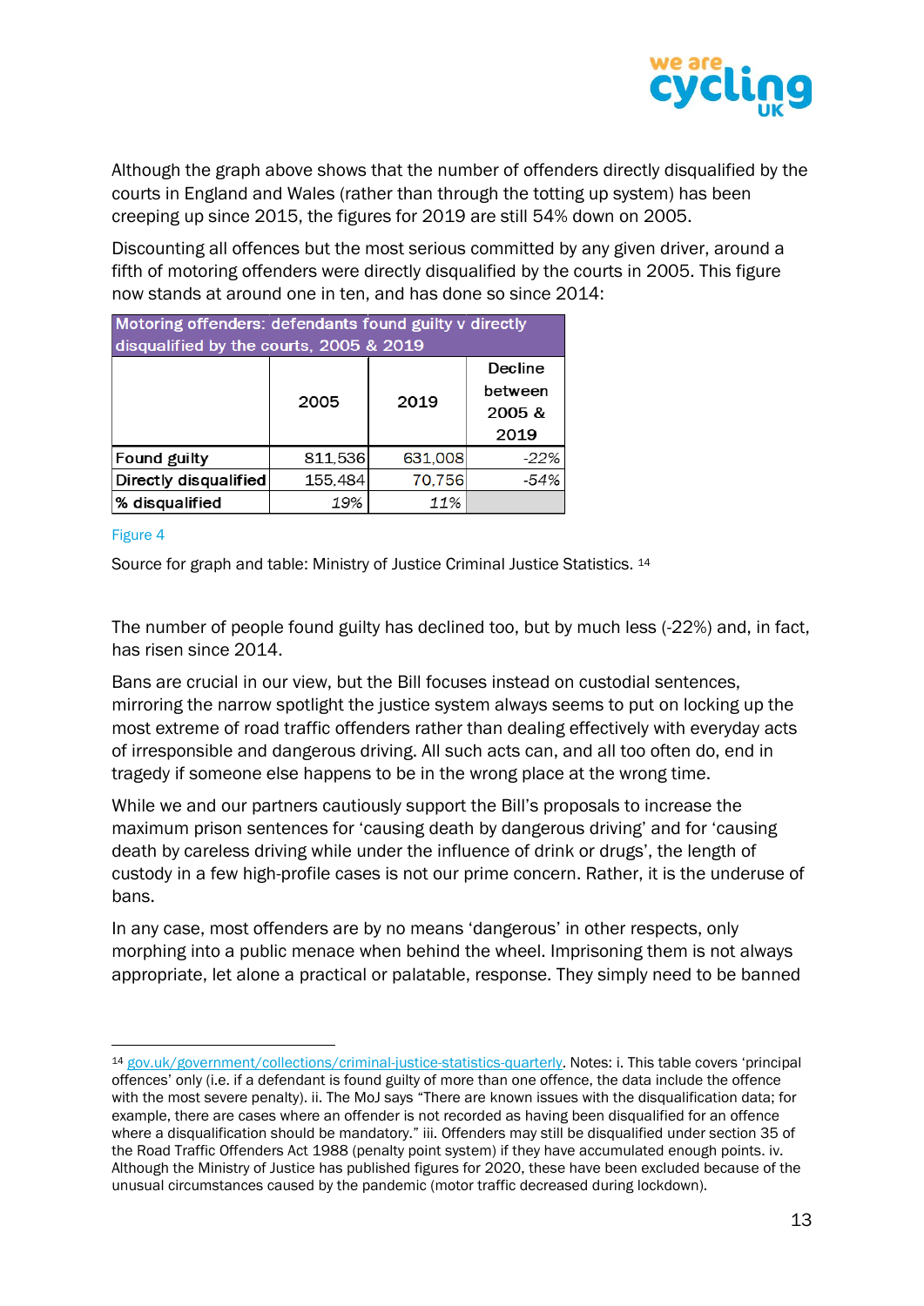Although the graph above shows that the number of offenders directly disqualified by the courts in England and Wales (rather than through the totting up system) has been creeping up since 2015, the figures for 2019 are still 54% down on 2005.

Discounting all offences but the most serious committed by any given driver, around a fifth of motoring offenders were directly disqualified by the courts in 2005. This figure now stands at around one in ten, and has done so since 2014:

| Motoring offenders: defendants found guilty v directly disqualified by the courts, 2005 & 2019 | | | |
|---|---|---|---|
| | 2005 | 2019 | Decline between 2005 & 2019 |
| Found guilty | 811,536 | 631,008 | -22% |
| Directly disqualified | 155,484 | 70,756 | -54% |
| % disqualified | 19% | 11% | |

Figure 4

Source for graph and table: Ministry of Justice Criminal Justice Statistics. [14]

The number of people found guilty has declined too, but by much less (-22%) and, in fact, has risen since 2014.

Bans are crucial in our view, but the Bill focuses instead on custodial sentences, mirroring the narrow spotlight the justice system always seems to put on locking up the most extreme of road traffic offenders rather than dealing effectively with everyday acts of irresponsible and dangerous driving. All such acts can, and all too often do, end in tragedy if someone else happens to be in the wrong place at the wrong time.

While we and our partners cautiously support the Bill's proposals to increase the maximum prison sentences for 'causing death by dangerous driving' and for 'causing death by careless driving while under the influence of drink or drugs', the length of custody in a few high-profile cases is not our prime concern. Rather, it is the underuse of bans.

In any case, most offenders are by no means 'dangerous' in other respects, only morphing into a public menace when behind the wheel. Imprisoning them is not always appropriate, let alone a practical or palatable, response. They simply need to be banned

[14] gov.uk/government/collections/criminal-justice-statistics-quarterly. Notes: i. This table covers 'principal offences' only (i.e. if a defendant is found guilty of more than one offence, the data include the offence with the most severe penalty). ii. The MoJ says "There are known issues with the disqualification data; for example, there are cases where an offender is not recorded as having been disqualified for an offence where a disqualification should be mandatory." iii. Offenders may still be disqualified under section 35 of the Road Traffic Offenders Act 1988 (penalty point system) if they have accumulated enough points. iv. Although the Ministry of Justice has published figures for 2020, these have been excluded because of the unusual circumstances caused by the pandemic (motor traffic decreased during lockdown).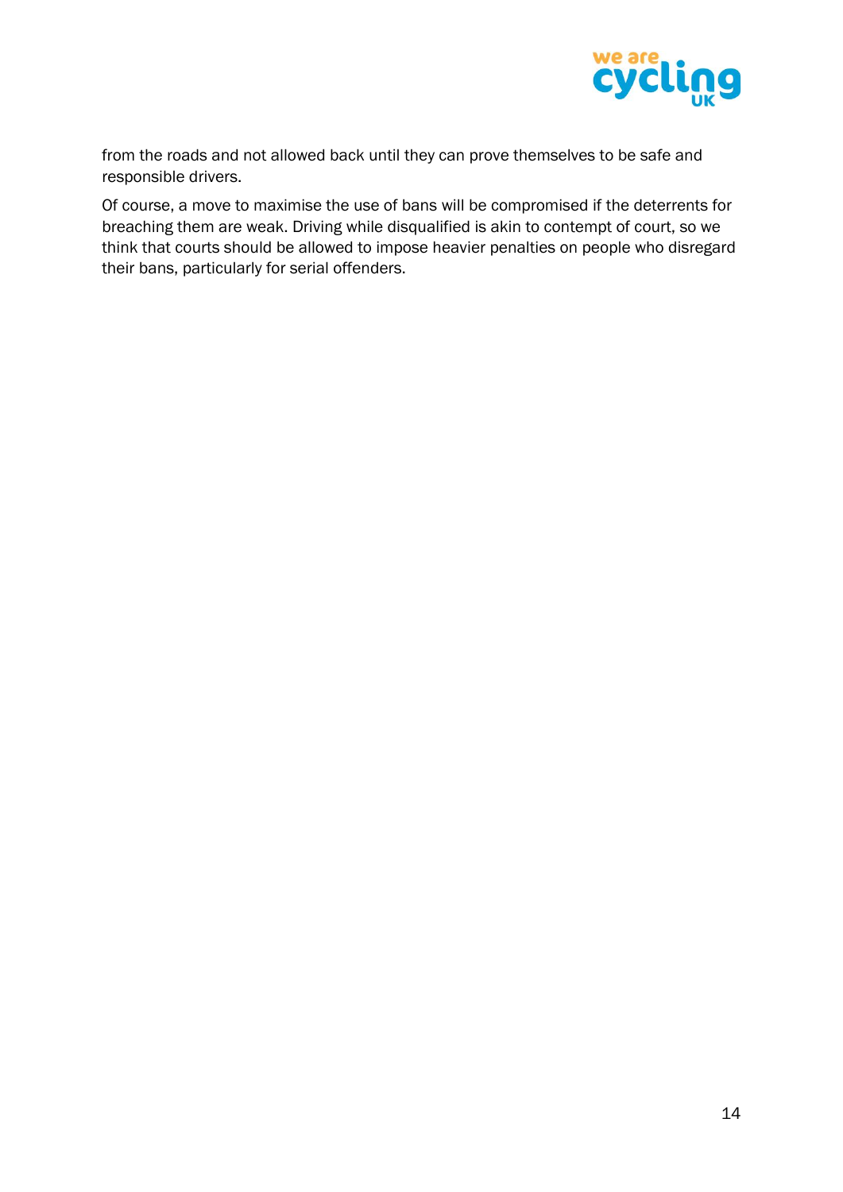from the roads and not allowed back until they can prove themselves to be safe and responsible drivers.

Of course, a move to maximise the use of bans will be compromised if the deterrents for breaching them are weak. Driving while disqualified is akin to contempt of court, so we think that courts should be allowed to impose heavier penalties on people who disregard their bans, particularly for serial offenders.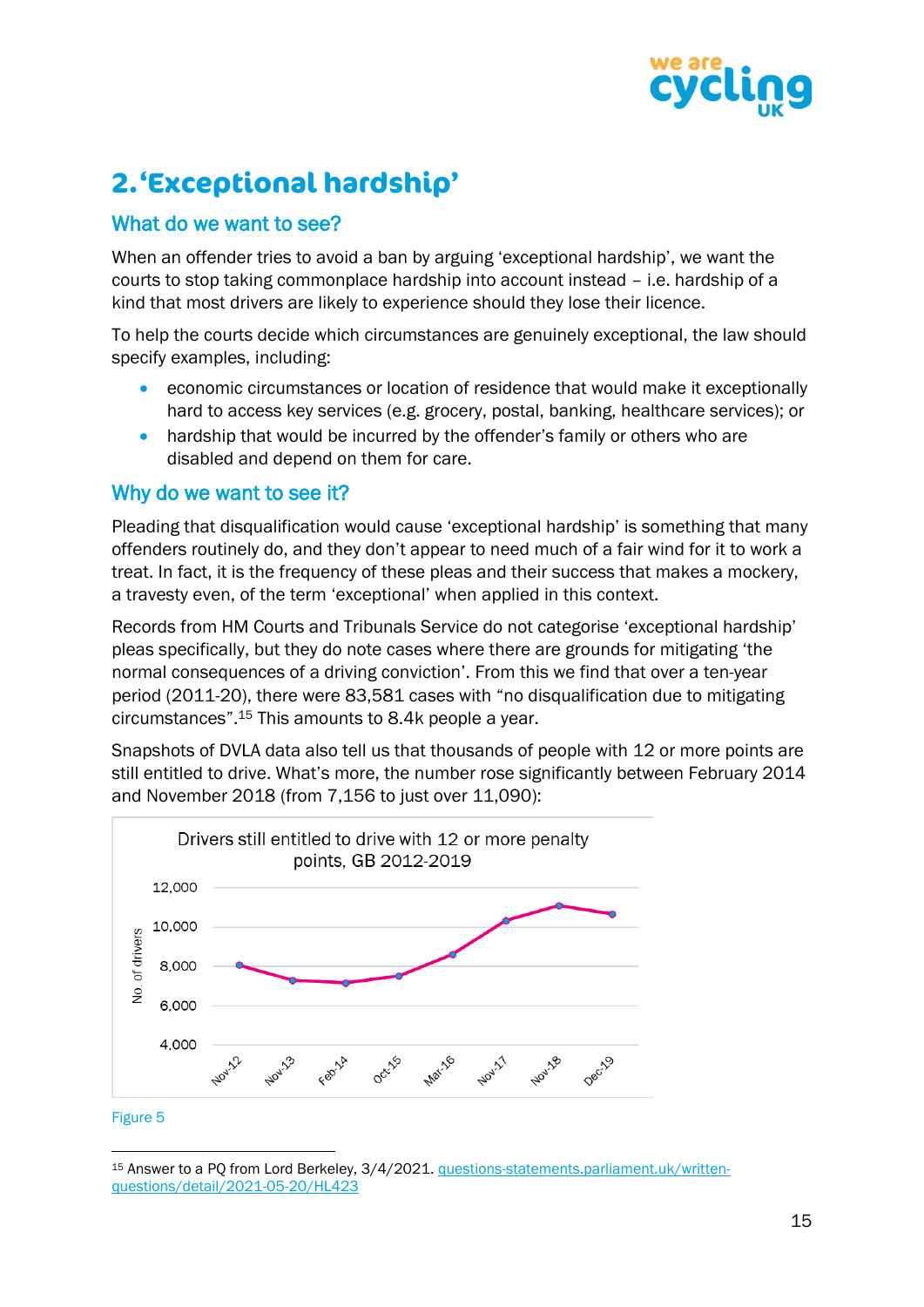## 2. 'Exceptional hardship'

### What do we want to see?

When an offender tries to avoid a ban by arguing 'exceptional hardship', we want the courts to stop taking commonplace hardship into account instead – i.e. hardship of a kind that most drivers are likely to experience should they lose their licence.

To help the courts decide which circumstances are genuinely exceptional, the law should specify examples, including:

- economic circumstances or location of residence that would make it exceptionally hard to access key services (e.g. grocery, postal, banking, healthcare services); or
- hardship that would be incurred by the offender's family or others who are disabled and depend on them for care.

### Why do we want to see it?

Pleading that disqualification would cause 'exceptional hardship' is something that many offenders routinely do, and they don't appear to need much of a fair wind for it to work a treat. In fact, it is the frequency of these pleas and their success that makes a mockery, a travesty even, of the term 'exceptional' when applied in this context.

Records from HM Courts and Tribunals Service do not categorise 'exceptional hardship' pleas specifically, but they do note cases where there are grounds for mitigating 'the normal consequences of a driving conviction'. From this we find that over a ten-year period (2011-20), there were 83,581 cases with "no disqualification due to mitigating circumstances".[15] This amounts to 8.4k people a year.

Snapshots of DVLA data also tell us that thousands of people with 12 or more points are still entitled to drive. What's more, the number rose significantly between February 2014 and November 2018 (from 7,156 to just over 11,090):

Drivers still entitled to drive with 12 or more penalty points, GB 2012-2019

No. of drivers

12,000
10,000
8,000
6,000
4,000

Nov-12, Nov-13, Feb-14, Oct-15, Mar-16, Nov-17, Nov-18, Dec-19

Figure 5

[15] Answer to a PQ from Lord Berkeley, 3/4/2021. questions-statements.parliament.uk/written-questions/detail/2021-05-20/HL423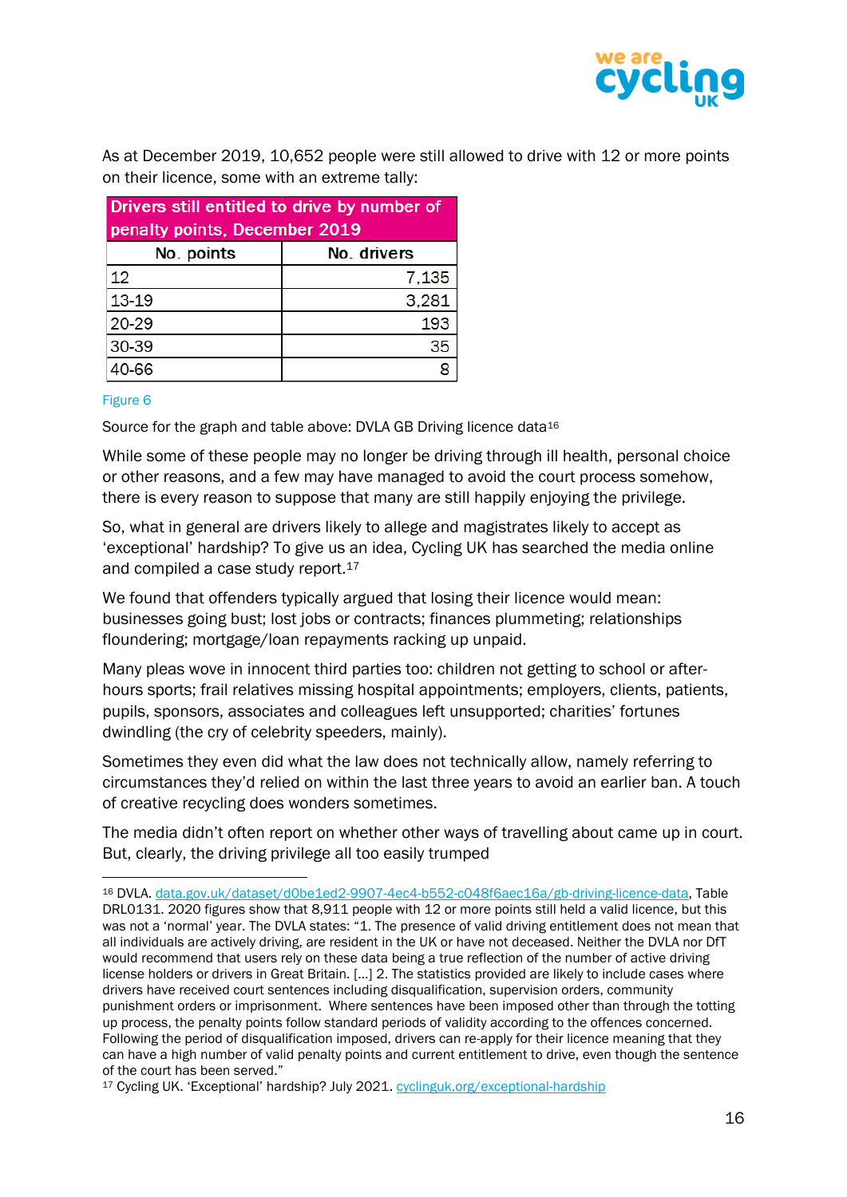As at December 2019, 10,652 people were still allowed to drive with 12 or more points on their licence, some with an extreme tally:

| Drivers still entitled to drive by number of penalty points, December 2019 | |
|---|---|
| No. points | No. drivers |
| 12 | 7,135 |
| 13-19 | 3,281 |
| 20-29 | 193 |
| 30-39 | 35 |
| 40-66 | 8 |

Figure 6

Source for the graph and table above: DVLA GB Driving licence data[16]

While some of these people may no longer be driving through ill health, personal choice or other reasons, and a few may have managed to avoid the court process somehow, there is every reason to suppose that many are still happily enjoying the privilege.

So, what in general are drivers likely to allege and magistrates likely to accept as 'exceptional' hardship? To give us an idea, Cycling UK has searched the media online and compiled a case study report.[17]

We found that offenders typically argued that losing their licence would mean: businesses going bust; lost jobs or contracts; finances plummeting; relationships floundering; mortgage/loan repayments racking up unpaid.

Many pleas wove in innocent third parties too: children not getting to school or after-hours sports; frail relatives missing hospital appointments; employers, clients, patients, pupils, sponsors, associates and colleagues left unsupported; charities' fortunes dwindling (the cry of celebrity speeders, mainly).

Sometimes they even did what the law does not technically allow, namely referring to circumstances they'd relied on within the last three years to avoid an earlier ban. A touch of creative recycling does wonders sometimes.

The media didn't often report on whether other ways of travelling about came up in court. But, clearly, the driving privilege all too easily trumped

---

[16] DVLA. data.gov.uk/dataset/d0be1ed2-9907-4ec4-b552-c048f6aec16a/gb-driving-licence-data, Table DRL0131. 2020 figures show that 8,911 people with 12 or more points still held a valid licence, but this was not a 'normal' year. The DVLA states: "1. The presence of valid driving entitlement does not mean that all individuals are actively driving, are resident in the UK or have not deceased. Neither the DVLA nor DfT would recommend that users rely on these data being a true reflection of the number of active driving license holders or drivers in Great Britain. […] 2. The statistics provided are likely to include cases where drivers have received court sentences including disqualification, supervision orders, community punishment orders or imprisonment. Where sentences have been imposed other than through the totting up process, the penalty points follow standard periods of validity according to the offences concerned. Following the period of disqualification imposed, drivers can re-apply for their licence meaning that they can have a high number of valid penalty points and current entitlement to drive, even though the sentence of the court has been served."

[17] Cycling UK. 'Exceptional' hardship? July 2021. cyclinguk.org/exceptional-hardship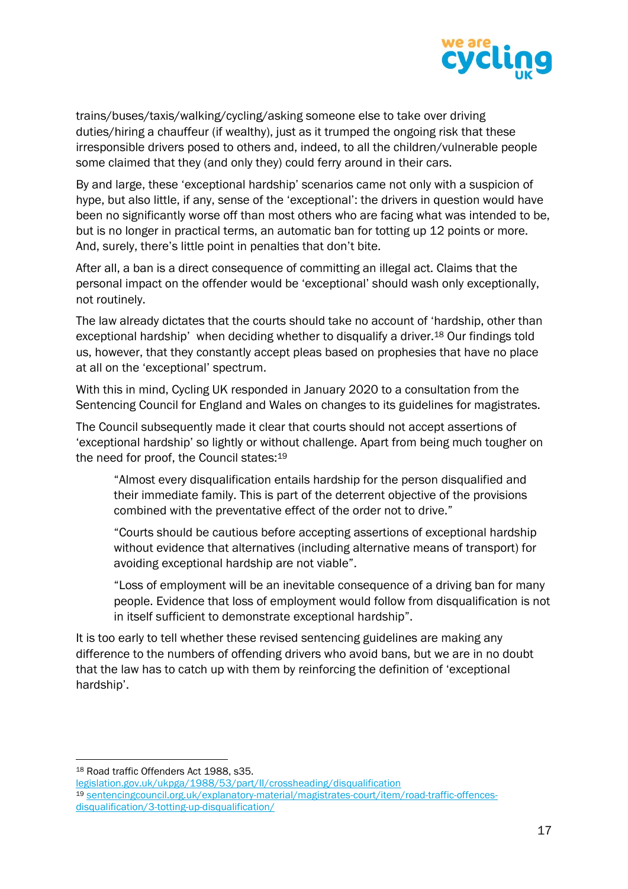trains/buses/taxis/walking/cycling/asking someone else to take over driving duties/hiring a chauffeur (if wealthy), just as it trumped the ongoing risk that these irresponsible drivers posed to others and, indeed, to all the children/vulnerable people some claimed that they (and only they) could ferry around in their cars.

By and large, these 'exceptional hardship' scenarios came not only with a suspicion of hype, but also little, if any, sense of the 'exceptional': the drivers in question would have been no significantly worse off than most others who are facing what was intended to be, but is no longer in practical terms, an automatic ban for totting up 12 points or more. And, surely, there's little point in penalties that don't bite.

After all, a ban is a direct consequence of committing an illegal act. Claims that the personal impact on the offender would be 'exceptional' should wash only exceptionally, not routinely.

The law already dictates that the courts should take no account of 'hardship, other than exceptional hardship' when deciding whether to disqualify a driver.[18] Our findings told us, however, that they constantly accept pleas based on prophesies that have no place at all on the 'exceptional' spectrum.

With this in mind, Cycling UK responded in January 2020 to a consultation from the Sentencing Council for England and Wales on changes to its guidelines for magistrates.

The Council subsequently made it clear that courts should not accept assertions of 'exceptional hardship' so lightly or without challenge. Apart from being much tougher on the need for proof, the Council states:[19]

> "Almost every disqualification entails hardship for the person disqualified and their immediate family. This is part of the deterrent objective of the provisions combined with the preventative effect of the order not to drive."
>
> "Courts should be cautious before accepting assertions of exceptional hardship without evidence that alternatives (including alternative means of transport) for avoiding exceptional hardship are not viable".
>
> "Loss of employment will be an inevitable consequence of a driving ban for many people. Evidence that loss of employment would follow from disqualification is not in itself sufficient to demonstrate exceptional hardship".

It is too early to tell whether these revised sentencing guidelines are making any difference to the numbers of offending drivers who avoid bans, but we are in no doubt that the law has to catch up with them by reinforcing the definition of 'exceptional hardship'.

---

[18] Road traffic Offenders Act 1988, s35. legislation.gov.uk/ukpga/1988/53/part/II/crossheading/disqualification

[19] sentencingcouncil.org.uk/explanatory-material/magistrates-court/item/road-traffic-offences-disqualification/3-totting-up-disqualification/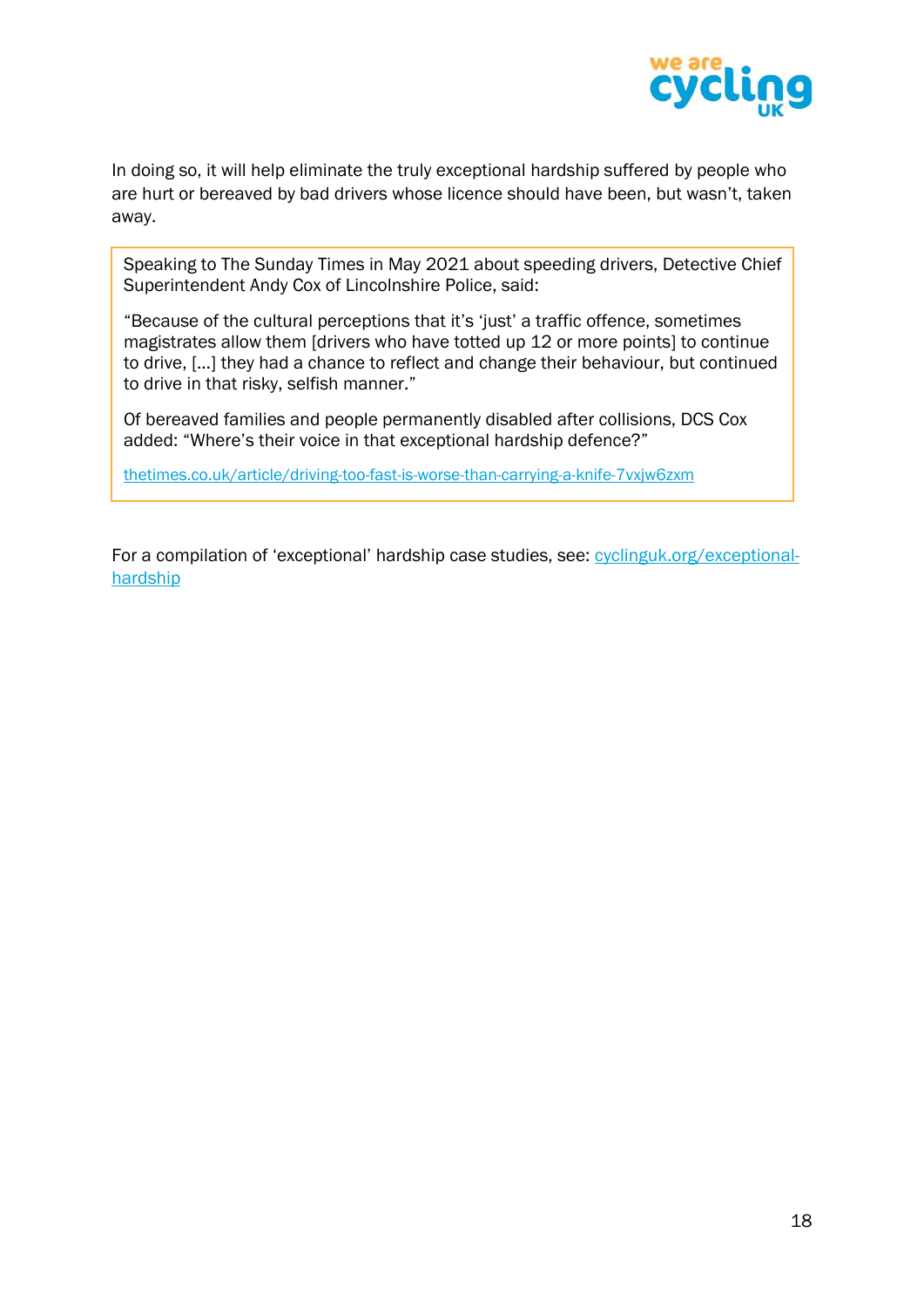In doing so, it will help eliminate the truly exceptional hardship suffered by people who are hurt or bereaved by bad drivers whose licence should have been, but wasn't, taken away.

> Speaking to The Sunday Times in May 2021 about speeding drivers, Detective Chief Superintendent Andy Cox of Lincolnshire Police, said:
>
> "Because of the cultural perceptions that it's 'just' a traffic offence, sometimes magistrates allow them [drivers who have totted up 12 or more points] to continue to drive, [...] they had a chance to reflect and change their behaviour, but continued to drive in that risky, selfish manner."
>
> Of bereaved families and people permanently disabled after collisions, DCS Cox added: "Where's their voice in that exceptional hardship defence?"
>
> [thetimes.co.uk/article/driving-too-fast-is-worse-than-carrying-a-knife-7vxjw6zxm](https://thetimes.co.uk/article/driving-too-fast-is-worse-than-carrying-a-knife-7vxjw6zxm)

For a compilation of 'exceptional' hardship case studies, see: [cyclinguk.org/exceptional-hardship](https://cyclinguk.org/exceptional-hardship)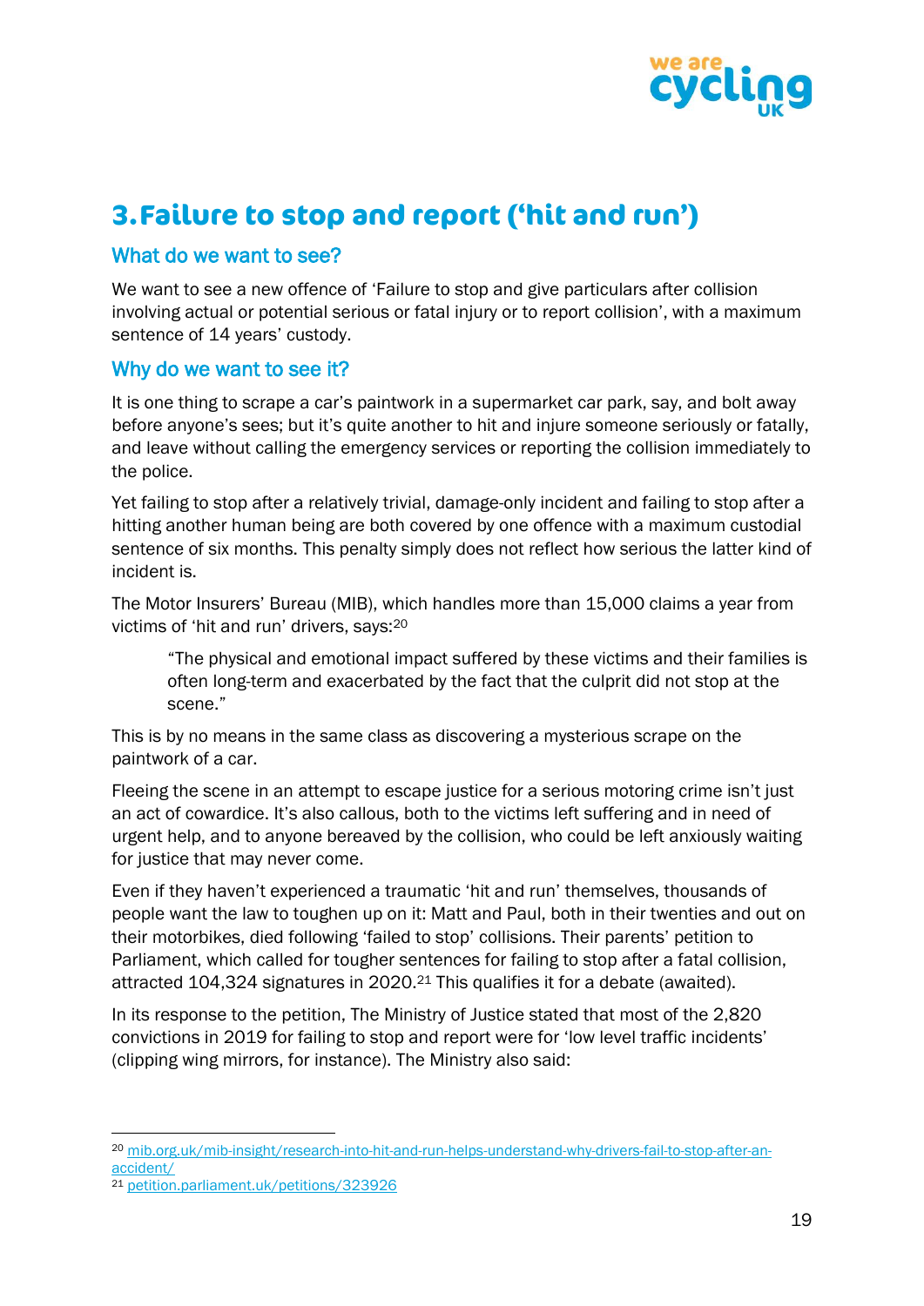# 3. Failure to stop and report ('hit and run')

## What do we want to see?

We want to see a new offence of 'Failure to stop and give particulars after collision involving actual or potential serious or fatal injury or to report collision', with a maximum sentence of 14 years' custody.

## Why do we want to see it?

It is one thing to scrape a car's paintwork in a supermarket car park, say, and bolt away before anyone's sees; but it's quite another to hit and injure someone seriously or fatally, and leave without calling the emergency services or reporting the collision immediately to the police.

Yet failing to stop after a relatively trivial, damage-only incident and failing to stop after a hitting another human being are both covered by one offence with a maximum custodial sentence of six months. This penalty simply does not reflect how serious the latter kind of incident is.

The Motor Insurers' Bureau (MIB), which handles more than 15,000 claims a year from victims of 'hit and run' drivers, says:[20]

> "The physical and emotional impact suffered by these victims and their families is often long-term and exacerbated by the fact that the culprit did not stop at the scene."

This is by no means in the same class as discovering a mysterious scrape on the paintwork of a car.

Fleeing the scene in an attempt to escape justice for a serious motoring crime isn't just an act of cowardice. It's also callous, both to the victims left suffering and in need of urgent help, and to anyone bereaved by the collision, who could be left anxiously waiting for justice that may never come.

Even if they haven't experienced a traumatic 'hit and run' themselves, thousands of people want the law to toughen up on it: Matt and Paul, both in their twenties and out on their motorbikes, died following 'failed to stop' collisions. Their parents' petition to Parliament, which called for tougher sentences for failing to stop after a fatal collision, attracted 104,324 signatures in 2020.[21] This qualifies it for a debate (awaited).

In its response to the petition, The Ministry of Justice stated that most of the 2,820 convictions in 2019 for failing to stop and report were for 'low level traffic incidents' (clipping wing mirrors, for instance). The Ministry also said:

---

[20] mib.org.uk/mib-insight/research-into-hit-and-run-helps-understand-why-drivers-fail-to-stop-after-an-accident/

[21] petition.parliament.uk/petitions/323926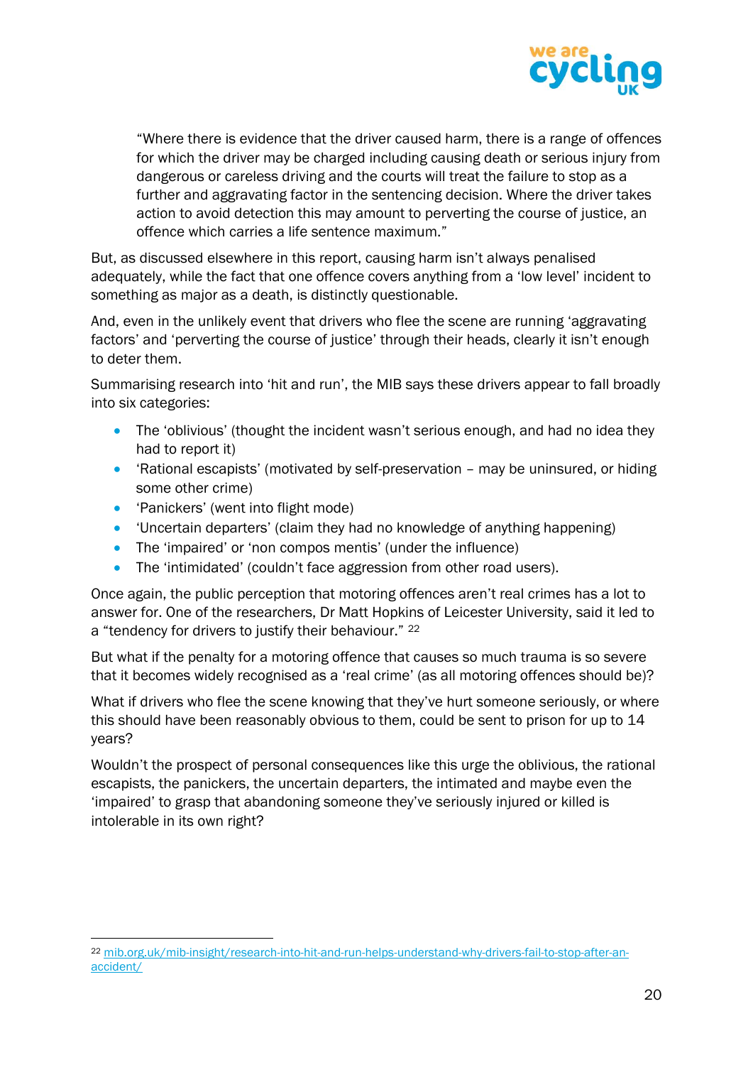> "Where there is evidence that the driver caused harm, there is a range of offences for which the driver may be charged including causing death or serious injury from dangerous or careless driving and the courts will treat the failure to stop as a further and aggravating factor in the sentencing decision. Where the driver takes action to avoid detection this may amount to perverting the course of justice, an offence which carries a life sentence maximum."

But, as discussed elsewhere in this report, causing harm isn't always penalised adequately, while the fact that one offence covers anything from a 'low level' incident to something as major as a death, is distinctly questionable.

And, even in the unlikely event that drivers who flee the scene are running 'aggravating factors' and 'perverting the course of justice' through their heads, clearly it isn't enough to deter them.

Summarising research into 'hit and run', the MIB says these drivers appear to fall broadly into six categories:

- The 'oblivious' (thought the incident wasn't serious enough, and had no idea they had to report it)
- 'Rational escapists' (motivated by self-preservation – may be uninsured, or hiding some other crime)
- 'Panickers' (went into flight mode)
- 'Uncertain departers' (claim they had no knowledge of anything happening)
- The 'impaired' or 'non compos mentis' (under the influence)
- The 'intimidated' (couldn't face aggression from other road users).

Once again, the public perception that motoring offences aren't real crimes has a lot to answer for. One of the researchers, Dr Matt Hopkins of Leicester University, said it led to a "tendency for drivers to justify their behaviour." [22]

But what if the penalty for a motoring offence that causes so much trauma is so severe that it becomes widely recognised as a 'real crime' (as all motoring offences should be)?

What if drivers who flee the scene knowing that they've hurt someone seriously, or where this should have been reasonably obvious to them, could be sent to prison for up to 14 years?

Wouldn't the prospect of personal consequences like this urge the oblivious, the rational escapists, the panickers, the uncertain departers, the intimated and maybe even the 'impaired' to grasp that abandoning someone they've seriously injured or killed is intolerable in its own right?

---

[22] mib.org.uk/mib-insight/research-into-hit-and-run-helps-understand-why-drivers-fail-to-stop-after-an-accident/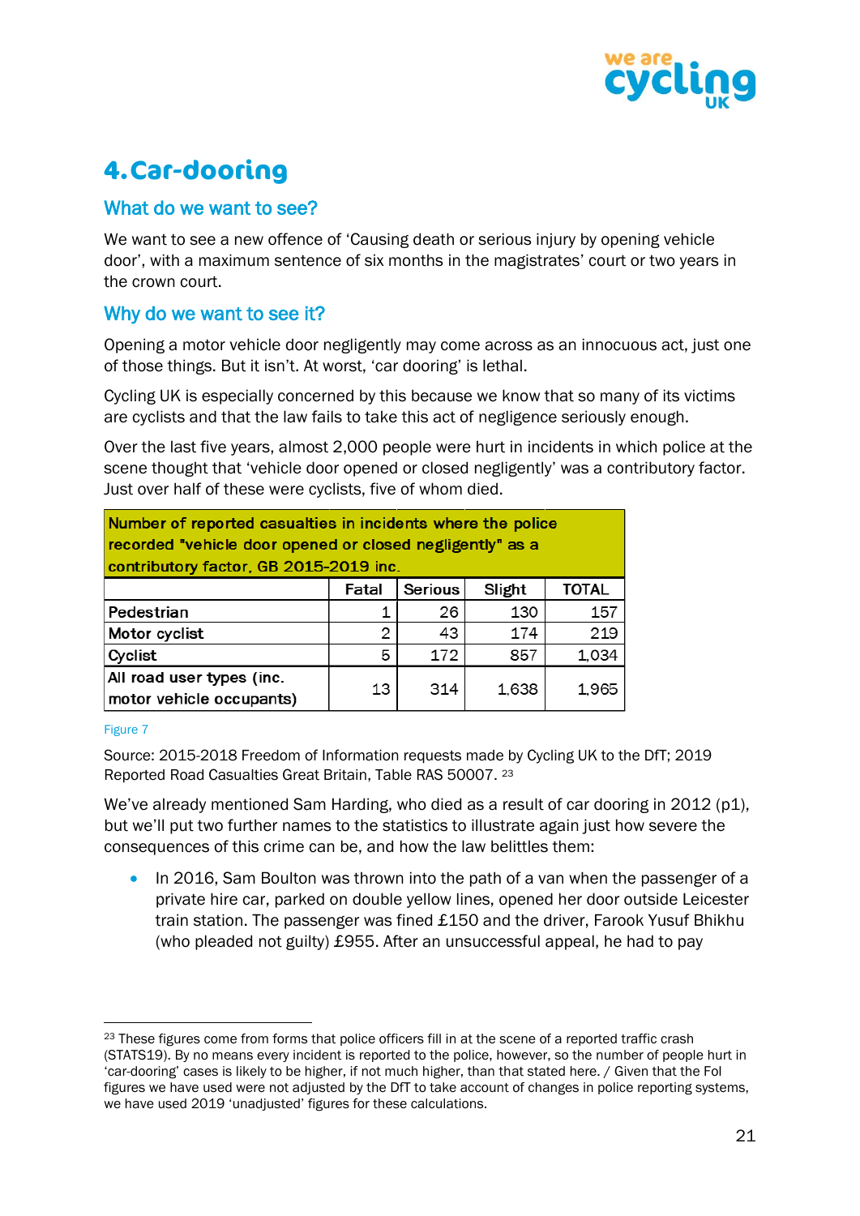## 4. Car-dooring

### What do we want to see?

We want to see a new offence of 'Causing death or serious injury by opening vehicle door', with a maximum sentence of six months in the magistrates' court or two years in the crown court.

### Why do we want to see it?

Opening a motor vehicle door negligently may come across as an innocuous act, just one of those things. But it isn't. At worst, 'car dooring' is lethal.

Cycling UK is especially concerned by this because we know that so many of its victims are cyclists and that the law fails to take this act of negligence seriously enough.

Over the last five years, almost 2,000 people were hurt in incidents in which police at the scene thought that 'vehicle door opened or closed negligently' was a contributory factor. Just over half of these were cyclists, five of whom died.

**Number of reported casualties in incidents where the police recorded "vehicle door opened or closed negligently" as a contributory factor, GB 2015-2019 inc.**

| | Fatal | Serious | Slight | TOTAL |
|---|---|---|---|---|
| Pedestrian | 1 | 26 | 130 | 157 |
| Motor cyclist | 2 | 43 | 174 | 219 |
| Cyclist | 5 | 172 | 857 | 1,034 |
| All road user types (inc. motor vehicle occupants) | 13 | 314 | 1,638 | 1,965 |

Figure 7

Source: 2015-2018 Freedom of Information requests made by Cycling UK to the DfT; 2019 Reported Road Casualties Great Britain, Table RAS 50007. [23]

We've already mentioned Sam Harding, who died as a result of car dooring in 2012 (p1), but we'll put two further names to the statistics to illustrate again just how severe the consequences of this crime can be, and how the law belittles them:

- In 2016, Sam Boulton was thrown into the path of a van when the passenger of a private hire car, parked on double yellow lines, opened her door outside Leicester train station. The passenger was fined £150 and the driver, Farook Yusuf Bhikhu (who pleaded not guilty) £955. After an unsuccessful appeal, he had to pay

[23] These figures come from forms that police officers fill in at the scene of a reported traffic crash (STATS19). By no means every incident is reported to the police, however, so the number of people hurt in 'car-dooring' cases is likely to be higher, if not much higher, than that stated here. / Given that the FoI figures we have used were not adjusted by the DfT to take account of changes in police reporting systems, we have used 2019 'unadjusted' figures for these calculations.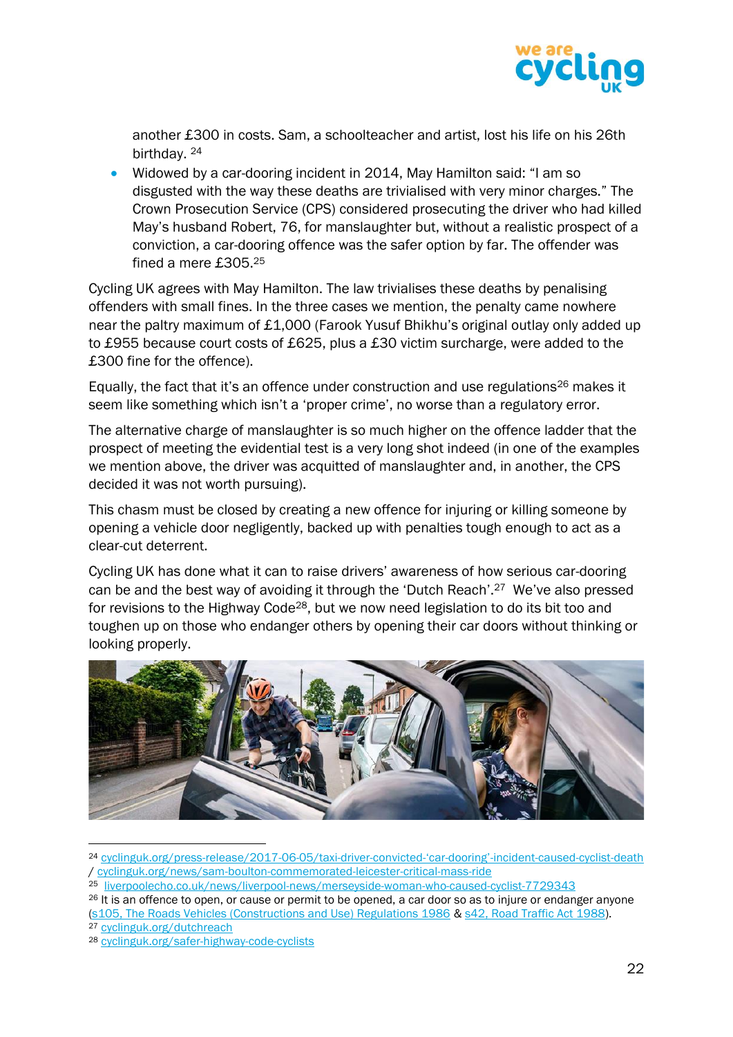- another £300 in costs. Sam, a schoolteacher and artist, lost his life on his 26th birthday. [24]
- Widowed by a car-dooring incident in 2014, May Hamilton said: "I am so disgusted with the way these deaths are trivialised with very minor charges." The Crown Prosecution Service (CPS) considered prosecuting the driver who had killed May's husband Robert, 76, for manslaughter but, without a realistic prospect of a conviction, a car-dooring offence was the safer option by far. The offender was fined a mere £305.[25]

Cycling UK agrees with May Hamilton. The law trivialises these deaths by penalising offenders with small fines. In the three cases we mention, the penalty came nowhere near the paltry maximum of £1,000 (Farook Yusuf Bhikhu's original outlay only added up to £955 because court costs of £625, plus a £30 victim surcharge, were added to the £300 fine for the offence).

Equally, the fact that it's an offence under construction and use regulations[26] makes it seem like something which isn't a 'proper crime', no worse than a regulatory error.

The alternative charge of manslaughter is so much higher on the offence ladder that the prospect of meeting the evidential test is a very long shot indeed (in one of the examples we mention above, the driver was acquitted of manslaughter and, in another, the CPS decided it was not worth pursuing).

This chasm must be closed by creating a new offence for injuring or killing someone by opening a vehicle door negligently, backed up with penalties tough enough to act as a clear-cut deterrent.

Cycling UK has done what it can to raise drivers' awareness of how serious car-dooring can be and the best way of avoiding it through the 'Dutch Reach'.[27] We've also pressed for revisions to the Highway Code[28], but we now need legislation to do its bit too and toughen up on those who endanger others by opening their car doors without thinking or looking properly.

---

[24] cyclinguk.org/press-release/2017-06-05/taxi-driver-convicted-'car-dooring'-incident-caused-cyclist-death / cyclinguk.org/news/sam-boulton-commemorated-leicester-critical-mass-ride

[25] liverpoolecho.co.uk/news/liverpool-news/merseyside-woman-who-caused-cyclist-7729343

[26] It is an offence to open, or cause or permit to be opened, a car door so as to injure or endanger anyone (s105, The Roads Vehicles (Constructions and Use) Regulations 1986 & s42, Road Traffic Act 1988).

[27] cyclinguk.org/dutchreach

[28] cyclinguk.org/safer-highway-code-cyclists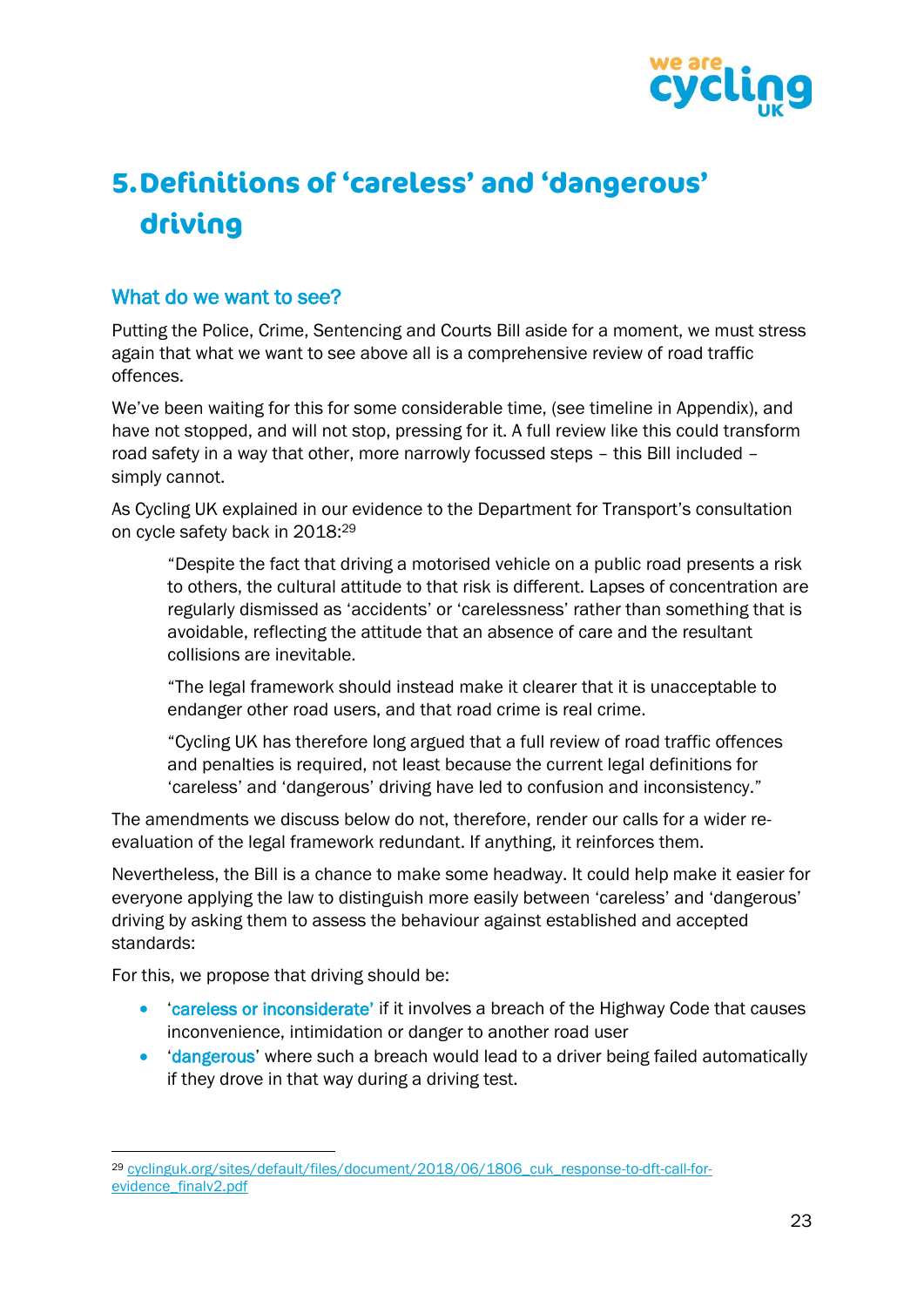# 5. Definitions of 'careless' and 'dangerous' driving

## What do we want to see?

Putting the Police, Crime, Sentencing and Courts Bill aside for a moment, we must stress again that what we want to see above all is a comprehensive review of road traffic offences.

We've been waiting for this for some considerable time, (see timeline in Appendix), and have not stopped, and will not stop, pressing for it. A full review like this could transform road safety in a way that other, more narrowly focussed steps – this Bill included – simply cannot.

As Cycling UK explained in our evidence to the Department for Transport's consultation on cycle safety back in 2018:[29]

> "Despite the fact that driving a motorised vehicle on a public road presents a risk to others, the cultural attitude to that risk is different. Lapses of concentration are regularly dismissed as 'accidents' or 'carelessness' rather than something that is avoidable, reflecting the attitude that an absence of care and the resultant collisions are inevitable.
>
> "The legal framework should instead make it clearer that it is unacceptable to endanger other road users, and that road crime is real crime.
>
> "Cycling UK has therefore long argued that a full review of road traffic offences and penalties is required, not least because the current legal definitions for 'careless' and 'dangerous' driving have led to confusion and inconsistency."

The amendments we discuss below do not, therefore, render our calls for a wider re-evaluation of the legal framework redundant. If anything, it reinforces them.

Nevertheless, the Bill is a chance to make some headway. It could help make it easier for everyone applying the law to distinguish more easily between 'careless' and 'dangerous' driving by asking them to assess the behaviour against established and accepted standards:

For this, we propose that driving should be:

- 'careless or inconsiderate' if it involves a breach of the Highway Code that causes inconvenience, intimidation or danger to another road user
- 'dangerous' where such a breach would lead to a driver being failed automatically if they drove in that way during a driving test.

---

[29] cyclinguk.org/sites/default/files/document/2018/06/1806_cuk_response-to-dft-call-for-evidence_finalv2.pdf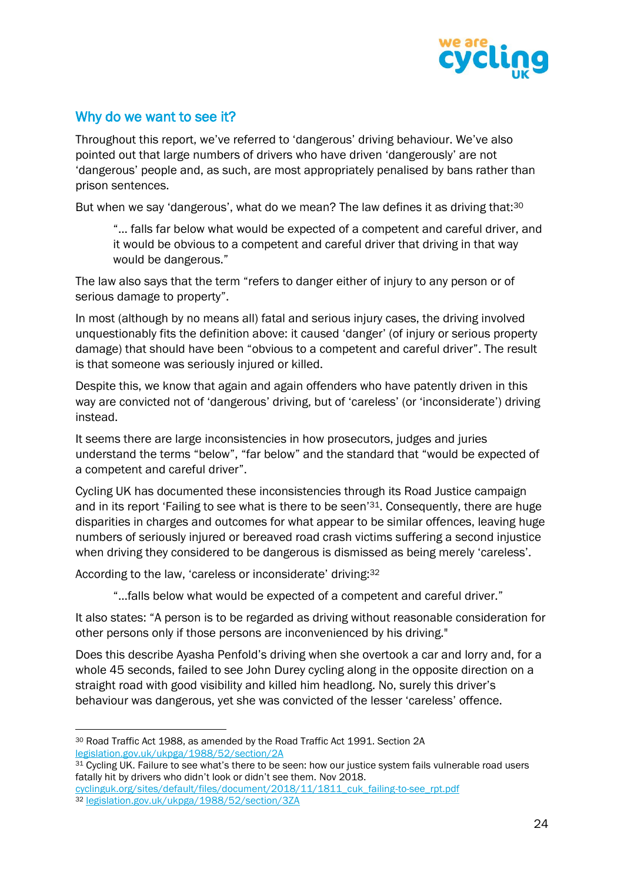## Why do we want to see it?

Throughout this report, we've referred to 'dangerous' driving behaviour. We've also pointed out that large numbers of drivers who have driven 'dangerously' are not 'dangerous' people and, as such, are most appropriately penalised by bans rather than prison sentences.

But when we say 'dangerous', what do we mean? The law defines it as driving that:[30]

> "… falls far below what would be expected of a competent and careful driver, and it would be obvious to a competent and careful driver that driving in that way would be dangerous."

The law also says that the term "refers to danger either of injury to any person or of serious damage to property".

In most (although by no means all) fatal and serious injury cases, the driving involved unquestionably fits the definition above: it caused 'danger' (of injury or serious property damage) that should have been "obvious to a competent and careful driver". The result is that someone was seriously injured or killed.

Despite this, we know that again and again offenders who have patently driven in this way are convicted not of 'dangerous' driving, but of 'careless' (or 'inconsiderate') driving instead.

It seems there are large inconsistencies in how prosecutors, judges and juries understand the terms "below", "far below" and the standard that "would be expected of a competent and careful driver".

Cycling UK has documented these inconsistencies through its Road Justice campaign and in its report 'Failing to see what is there to be seen'[31]. Consequently, there are huge disparities in charges and outcomes for what appear to be similar offences, leaving huge numbers of seriously injured or bereaved road crash victims suffering a second injustice when driving they considered to be dangerous is dismissed as being merely 'careless'.

According to the law, 'careless or inconsiderate' driving:[32]

> "…falls below what would be expected of a competent and careful driver."

It also states: "A person is to be regarded as driving without reasonable consideration for other persons only if those persons are inconvenienced by his driving."

Does this describe Ayasha Penfold's driving when she overtook a car and lorry and, for a whole 45 seconds, failed to see John Durey cycling along in the opposite direction on a straight road with good visibility and killed him headlong. No, surely this driver's behaviour was dangerous, yet she was convicted of the lesser 'careless' offence.

---

[30] Road Traffic Act 1988, as amended by the Road Traffic Act 1991. Section 2A legislation.gov.uk/ukpga/1988/52/section/2A

[31] Cycling UK. Failure to see what's there to be seen: how our justice system fails vulnerable road users fatally hit by drivers who didn't look or didn't see them. Nov 2018. cyclinguk.org/sites/default/files/document/2018/11/1811_cuk_failing-to-see_rpt.pdf

[32] legislation.gov.uk/ukpga/1988/52/section/3ZA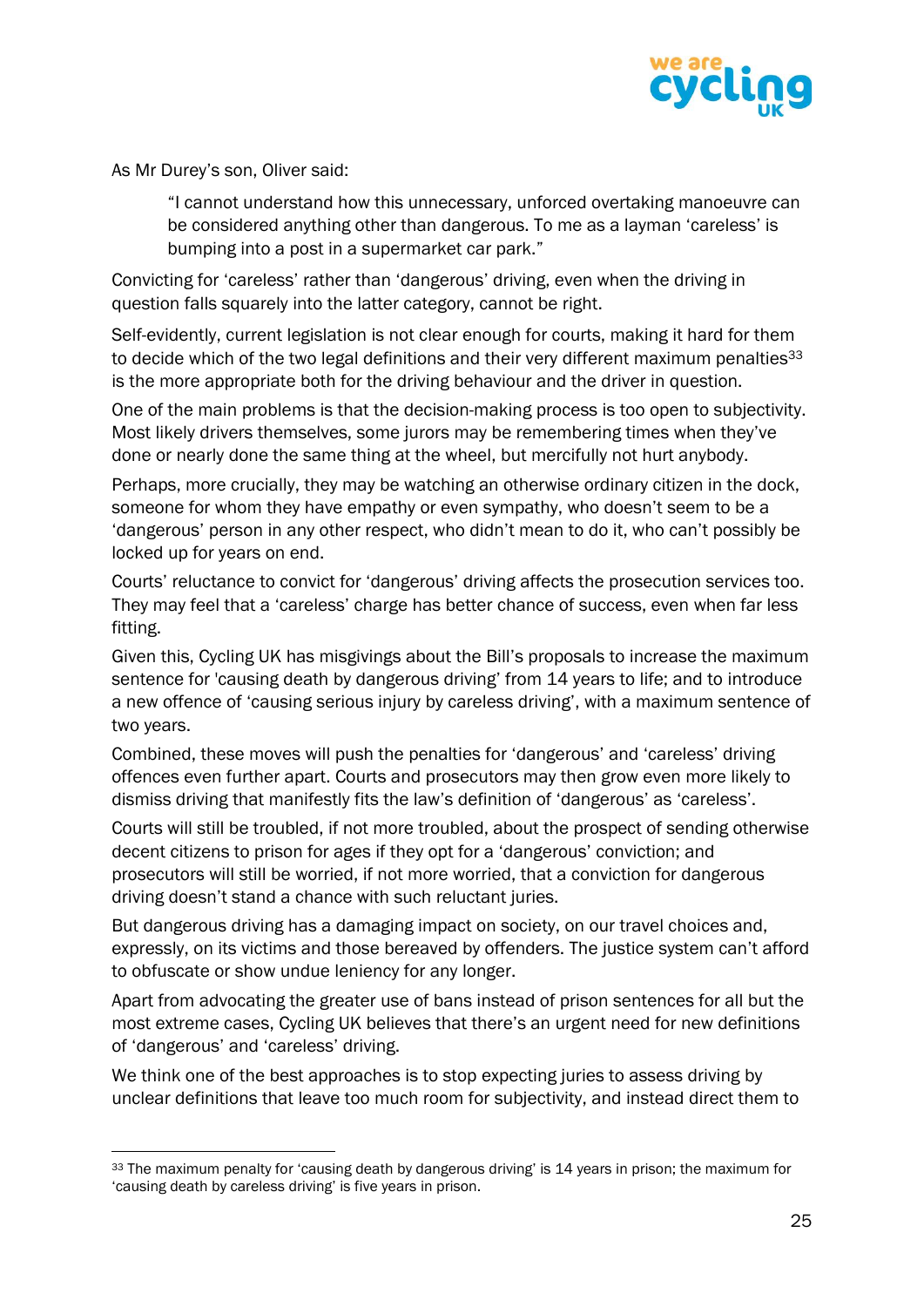As Mr Durey's son, Oliver said:

> "I cannot understand how this unnecessary, unforced overtaking manoeuvre can be considered anything other than dangerous. To me as a layman 'careless' is bumping into a post in a supermarket car park."

Convicting for 'careless' rather than 'dangerous' driving, even when the driving in question falls squarely into the latter category, cannot be right.

Self-evidently, current legislation is not clear enough for courts, making it hard for them to decide which of the two legal definitions and their very different maximum penalties[33] is the more appropriate both for the driving behaviour and the driver in question.

One of the main problems is that the decision-making process is too open to subjectivity. Most likely drivers themselves, some jurors may be remembering times when they've done or nearly done the same thing at the wheel, but mercifully not hurt anybody.

Perhaps, more crucially, they may be watching an otherwise ordinary citizen in the dock, someone for whom they have empathy or even sympathy, who doesn't seem to be a 'dangerous' person in any other respect, who didn't mean to do it, who can't possibly be locked up for years on end.

Courts' reluctance to convict for 'dangerous' driving affects the prosecution services too. They may feel that a 'careless' charge has better chance of success, even when far less fitting.

Given this, Cycling UK has misgivings about the Bill's proposals to increase the maximum sentence for 'causing death by dangerous driving' from 14 years to life; and to introduce a new offence of 'causing serious injury by careless driving', with a maximum sentence of two years.

Combined, these moves will push the penalties for 'dangerous' and 'careless' driving offences even further apart. Courts and prosecutors may then grow even more likely to dismiss driving that manifestly fits the law's definition of 'dangerous' as 'careless'.

Courts will still be troubled, if not more troubled, about the prospect of sending otherwise decent citizens to prison for ages if they opt for a 'dangerous' conviction; and prosecutors will still be worried, if not more worried, that a conviction for dangerous driving doesn't stand a chance with such reluctant juries.

But dangerous driving has a damaging impact on society, on our travel choices and, expressly, on its victims and those bereaved by offenders. The justice system can't afford to obfuscate or show undue leniency for any longer.

Apart from advocating the greater use of bans instead of prison sentences for all but the most extreme cases, Cycling UK believes that there's an urgent need for new definitions of 'dangerous' and 'careless' driving.

We think one of the best approaches is to stop expecting juries to assess driving by unclear definitions that leave too much room for subjectivity, and instead direct them to

---

[33] The maximum penalty for 'causing death by dangerous driving' is 14 years in prison; the maximum for 'causing death by careless driving' is five years in prison.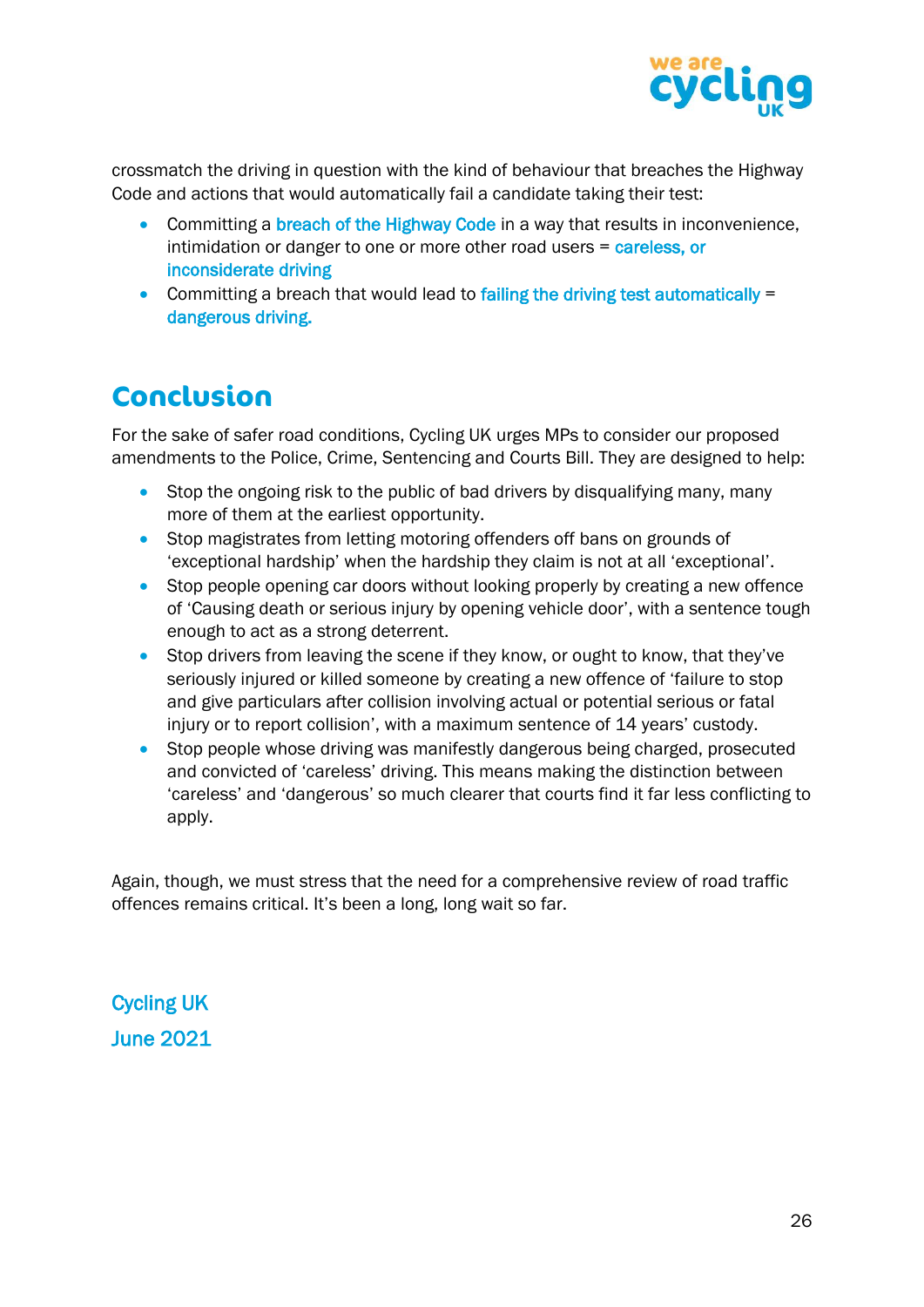crossmatch the driving in question with the kind of behaviour that breaches the Highway Code and actions that would automatically fail a candidate taking their test:

- Committing a breach of the Highway Code in a way that results in inconvenience, intimidation or danger to one or more other road users = careless, or inconsiderate driving
- Committing a breach that would lead to failing the driving test automatically = dangerous driving.

## Conclusion

For the sake of safer road conditions, Cycling UK urges MPs to consider our proposed amendments to the Police, Crime, Sentencing and Courts Bill. They are designed to help:

- Stop the ongoing risk to the public of bad drivers by disqualifying many, many more of them at the earliest opportunity.
- Stop magistrates from letting motoring offenders off bans on grounds of 'exceptional hardship' when the hardship they claim is not at all 'exceptional'.
- Stop people opening car doors without looking properly by creating a new offence of 'Causing death or serious injury by opening vehicle door', with a sentence tough enough to act as a strong deterrent.
- Stop drivers from leaving the scene if they know, or ought to know, that they've seriously injured or killed someone by creating a new offence of 'failure to stop and give particulars after collision involving actual or potential serious or fatal injury or to report collision', with a maximum sentence of 14 years' custody.
- Stop people whose driving was manifestly dangerous being charged, prosecuted and convicted of 'careless' driving. This means making the distinction between 'careless' and 'dangerous' so much clearer that courts find it far less conflicting to apply.

Again, though, we must stress that the need for a comprehensive review of road traffic offences remains critical. It's been a long, long wait so far.

Cycling UK

June 2021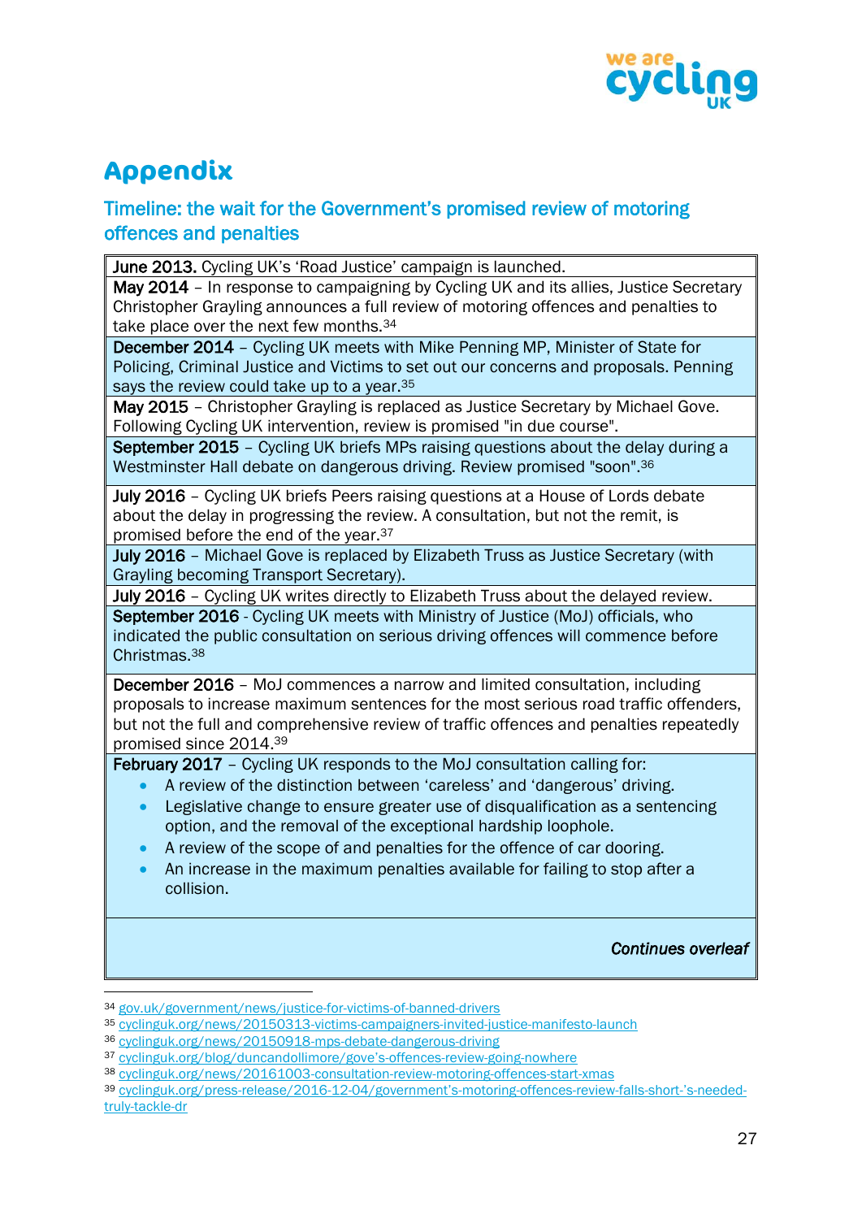# Appendix

## Timeline: the wait for the Government's promised review of motoring offences and penalties

| | |
|---|---|
| **June 2013.** Cycling UK's 'Road Justice' campaign is launched. | |
| **May 2014** – In response to campaigning by Cycling UK and its allies, Justice Secretary Christopher Grayling announces a full review of motoring offences and penalties to take place over the next few months.[34] | |
| **December 2014** – Cycling UK meets with Mike Penning MP, Minister of State for Policing, Criminal Justice and Victims to set out our concerns and proposals. Penning says the review could take up to a year.[35] | |
| **May 2015** – Christopher Grayling is replaced as Justice Secretary by Michael Gove. Following Cycling UK intervention, review is promised "in due course". | |
| **September 2015** – Cycling UK briefs MPs raising questions about the delay during a Westminster Hall debate on dangerous driving. Review promised "soon".[36] | |
| **July 2016** – Cycling UK briefs Peers raising questions at a House of Lords debate about the delay in progressing the review. A consultation, but not the remit, is promised before the end of the year.[37] | |
| **July 2016** – Michael Gove is replaced by Elizabeth Truss as Justice Secretary (with Grayling becoming Transport Secretary). | |
| **July 2016** – Cycling UK writes directly to Elizabeth Truss about the delayed review. | |
| **September 2016** - Cycling UK meets with Ministry of Justice (MoJ) officials, who indicated the public consultation on serious driving offences will commence before Christmas.[38] | |
| **December 2016** – MoJ commences a narrow and limited consultation, including proposals to increase maximum sentences for the most serious road traffic offenders, but not the full and comprehensive review of traffic offences and penalties repeatedly promised since 2014.[39] | |
| **February 2017** – Cycling UK responds to the MoJ consultation calling for: <br>• A review of the distinction between 'careless' and 'dangerous' driving. <br>• Legislative change to ensure greater use of disqualification as a sentencing option, and the removal of the exceptional hardship loophole. <br>• A review of the scope of and penalties for the offence of car dooring. <br>• An increase in the maximum penalties available for failing to stop after a collision. | |
| *Continues overleaf* | |

[34] gov.uk/government/news/justice-for-victims-of-banned-drivers

[35] cyclinguk.org/news/20150313-victims-campaigners-invited-justice-manifesto-launch

[36] cyclinguk.org/news/20150918-mps-debate-dangerous-driving

[37] cyclinguk.org/blog/duncandollimore/gove's-offences-review-going-nowhere

[38] cyclinguk.org/news/20161003-consultation-review-motoring-offences-start-xmas

[39] cyclinguk.org/press-release/2016-12-04/government's-motoring-offences-review-falls-short-'s-needed-truly-tackle-dr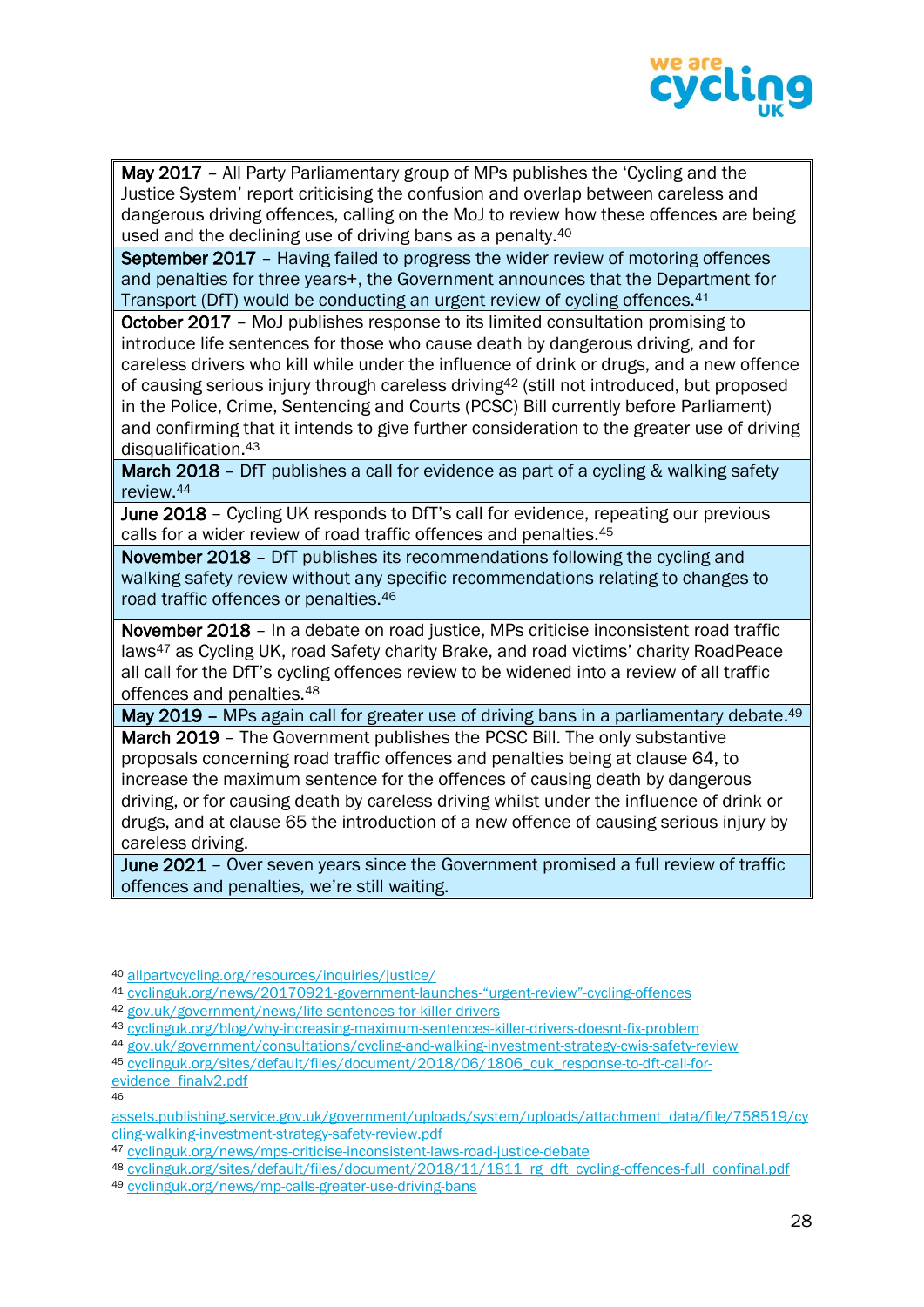| |
|---|
| **May 2017** – All Party Parliamentary group of MPs publishes the 'Cycling and the Justice System' report criticising the confusion and overlap between careless and dangerous driving offences, calling on the MoJ to review how these offences are being used and the declining use of driving bans as a penalty.[40] |
| **September 2017** – Having failed to progress the wider review of motoring offences and penalties for three years+, the Government announces that the Department for Transport (DfT) would be conducting an urgent review of cycling offences.[41] |
| **October 2017** – MoJ publishes response to its limited consultation promising to introduce life sentences for those who cause death by dangerous driving, and for careless drivers who kill while under the influence of drink or drugs, and a new offence of causing serious injury through careless driving[42] (still not introduced, but proposed in the Police, Crime, Sentencing and Courts (PCSC) Bill currently before Parliament) and confirming that it intends to give further consideration to the greater use of driving disqualification.[43] |
| **March 2018** – DfT publishes a call for evidence as part of a cycling & walking safety review.[44] |
| **June 2018** – Cycling UK responds to DfT's call for evidence, repeating our previous calls for a wider review of road traffic offences and penalties.[45] |
| **November 2018** – DfT publishes its recommendations following the cycling and walking safety review without any specific recommendations relating to changes to road traffic offences or penalties.[46] |
| **November 2018** – In a debate on road justice, MPs criticise inconsistent road traffic laws[47] as Cycling UK, road Safety charity Brake, and road victims' charity RoadPeace all call for the DfT's cycling offences review to be widened into a review of all traffic offences and penalties.[48] |
| **May 2019 –** MPs again call for greater use of driving bans in a parliamentary debate.[49] |
| **March 2019** – The Government publishes the PCSC Bill. The only substantive proposals concerning road traffic offences and penalties being at clause 64, to increase the maximum sentence for the offences of causing death by dangerous driving, or for causing death by careless driving whilst under the influence of drink or drugs, and at clause 65 the introduction of a new offence of causing serious injury by careless driving. |
| **June 2021** – Over seven years since the Government promised a full review of traffic offences and penalties, we're still waiting. |

---

[40] allpartycycling.org/resources/inquiries/justice/
[41] cyclinguk.org/news/20170921-government-launches-"urgent-review"-cycling-offences
[42] gov.uk/government/news/life-sentences-for-killer-drivers
[43] cyclinguk.org/blog/why-increasing-maximum-sentences-killer-drivers-doesnt-fix-problem
[44] gov.uk/government/consultations/cycling-and-walking-investment-strategy-cwis-safety-review
[45] cyclinguk.org/sites/default/files/document/2018/06/1806_cuk_response-to-dft-call-for-evidence_finalv2.pdf
[46] assets.publishing.service.gov.uk/government/uploads/system/uploads/attachment_data/file/758519/cycling-walking-investment-strategy-safety-review.pdf
[47] cyclinguk.org/news/mps-criticise-inconsistent-laws-road-justice-debate
[48] cyclinguk.org/sites/default/files/document/2018/11/1811_rg_dft_cycling-offences-full_confinal.pdf
[49] cyclinguk.org/news/mp-calls-greater-use-driving-bans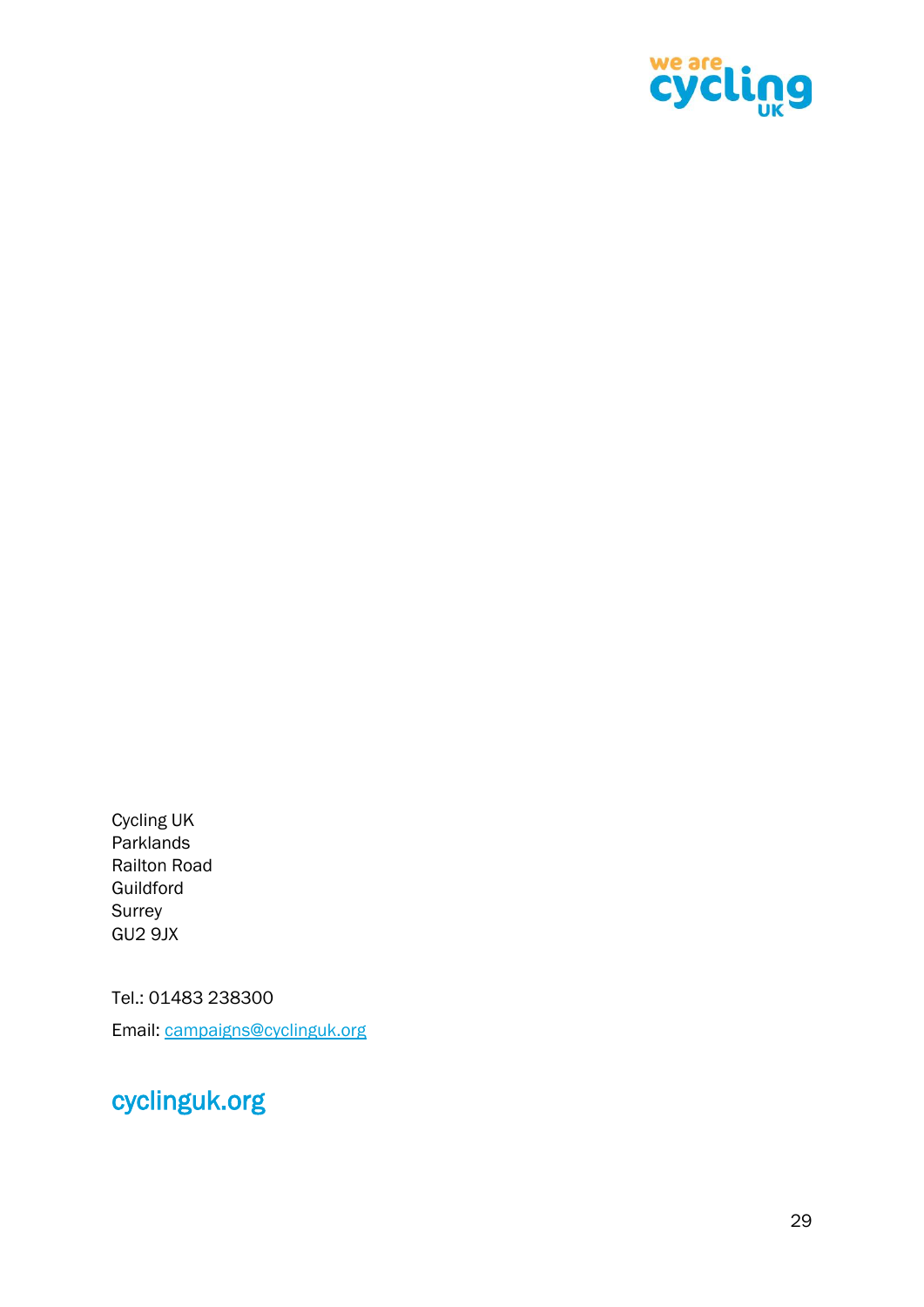Cycling UK
Parklands
Railton Road
Guildford
Surrey
GU2 9JX

Tel.: 01483 238300

Email: campaigns@cyclinguk.org

cyclinguk.org